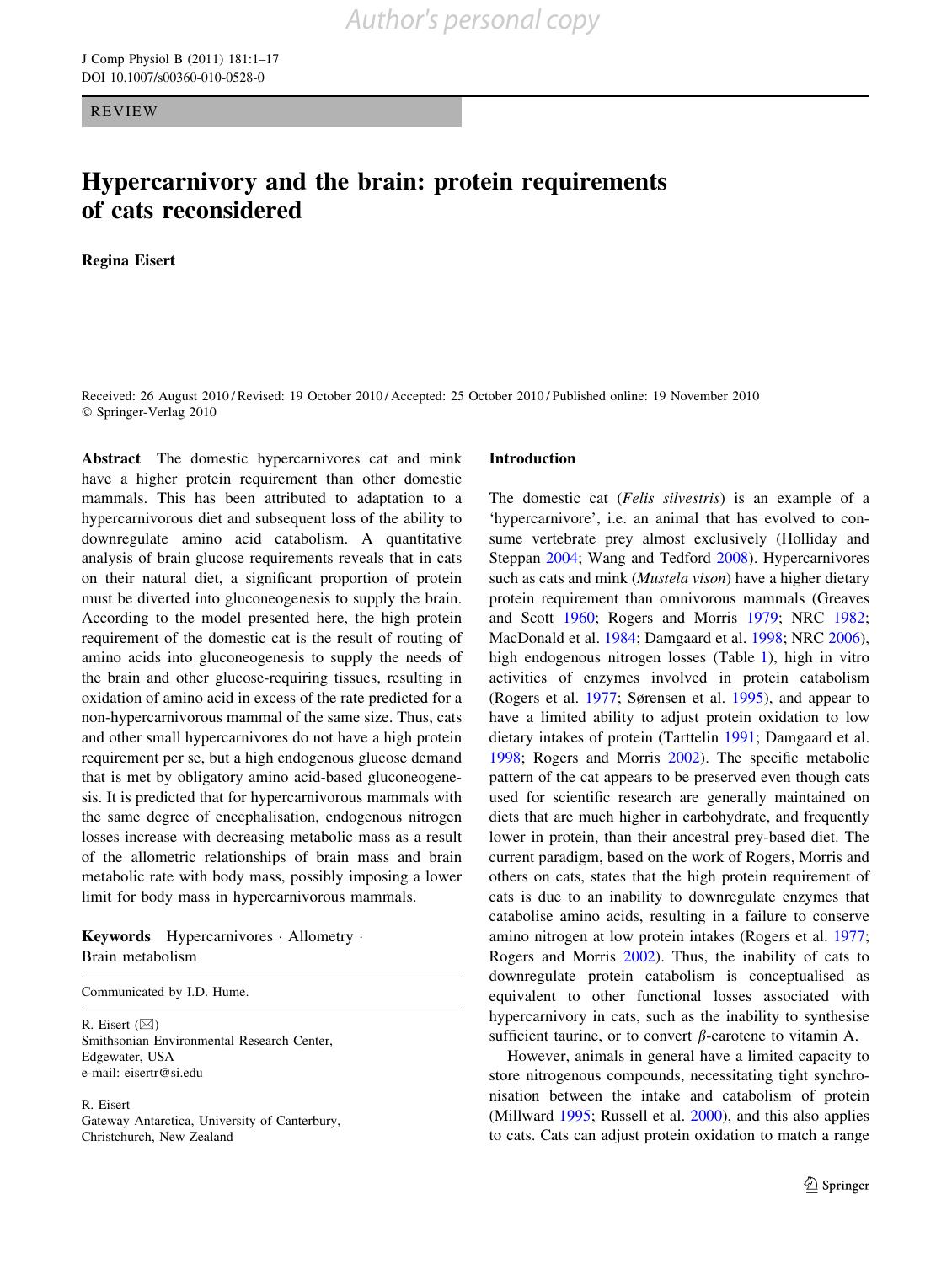REVIEW

# Hypercarnivory and the brain: protein requirements of cats reconsidered

**Regina Eisert**

Received: 26 August 2010 / Revised: 19 October 2010 / Accepted: 25 October 2010 / Published online: 19 November 2010
© Springer-Verlag 2010

**Abstract** The domestic hypercarnivores cat and mink have a higher protein requirement than other domestic mammals. This has been attributed to adaptation to a hypercarnivorous diet and subsequent loss of the ability to downregulate amino acid catabolism. A quantitative analysis of brain glucose requirements reveals that in cats on their natural diet, a significant proportion of protein must be diverted into gluconeogenesis to supply the brain. According to the model presented here, the high protein requirement of the domestic cat is the result of routing of amino acids into gluconeogenesis to supply the needs of the brain and other glucose-requiring tissues, resulting in oxidation of amino acid in excess of the rate predicted for a non-hypercarnivorous mammal of the same size. Thus, cats and other small hypercarnivores do not have a high protein requirement per se, but a high endogenous glucose demand that is met by obligatory amino acid-based gluconeogenesis. It is predicted that for hypercarnivorous mammals with the same degree of encephalisation, endogenous nitrogen losses increase with decreasing metabolic mass as a result of the allometric relationships of brain mass and brain metabolic rate with body mass, possibly imposing a lower limit for body mass in hypercarnivorous mammals.

**Keywords** Hypercarnivores · Allometry · Brain metabolism

Communicated by I.D. Hume.

R. Eisert (✉)
Smithsonian Environmental Research Center,
Edgewater, USA
e-mail: eisertr@si.edu

R. Eisert
Gateway Antarctica, University of Canterbury,
Christchurch, New Zealand

## Introduction

The domestic cat (*Felis silvestris*) is an example of a 'hypercarnivore', i.e. an animal that has evolved to consume vertebrate prey almost exclusively (Holliday and Steppan 2004; Wang and Tedford 2008). Hypercarnivores such as cats and mink (*Mustela vison*) have a higher dietary protein requirement than omnivorous mammals (Greaves and Scott 1960; Rogers and Morris 1979; NRC 1982; MacDonald et al. 1984; Damgaard et al. 1998; NRC 2006), high endogenous nitrogen losses (Table 1), high in vitro activities of enzymes involved in protein catabolism (Rogers et al. 1977; Sørensen et al. 1995), and appear to have a limited ability to adjust protein oxidation to low dietary intakes of protein (Tarttelin 1991; Damgaard et al. 1998; Rogers and Morris 2002). The specific metabolic pattern of the cat appears to be preserved even though cats used for scientific research are generally maintained on diets that are much higher in carbohydrate, and frequently lower in protein, than their ancestral prey-based diet. The current paradigm, based on the work of Rogers, Morris and others on cats, states that the high protein requirement of cats is due to an inability to downregulate enzymes that catabolise amino acids, resulting in a failure to conserve amino nitrogen at low protein intakes (Rogers et al. 1977; Rogers and Morris 2002). Thus, the inability of cats to downregulate protein catabolism is conceptualised as equivalent to other functional losses associated with hypercarnivory in cats, such as the inability to synthesise sufficient taurine, or to convert $\beta$-carotene to vitamin A.

However, animals in general have a limited capacity to store nitrogenous compounds, necessitating tight synchronisation between the intake and catabolism of protein (Millward 1995; Russell et al. 2000), and this also applies to cats. Cats can adjust protein oxidation to match a range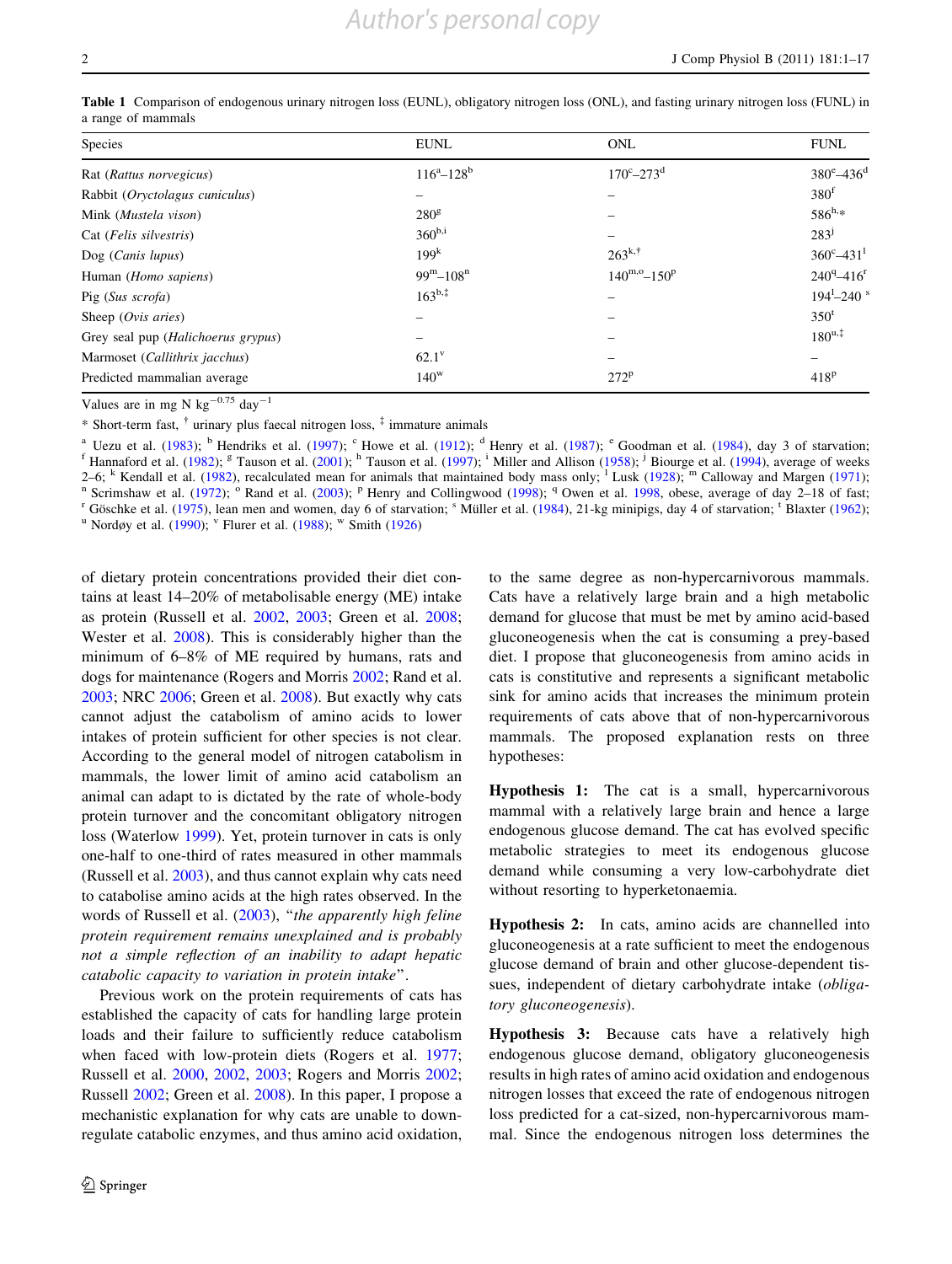**Table 1** Comparison of endogenous urinary nitrogen loss (EUNL), obligatory nitrogen loss (ONL), and fasting urinary nitrogen loss (FUNL) in a range of mammals

| Species | EUNL | ONL | FUNL |
|---|---|---|---|
| Rat (*Rattus norvegicus*) | 116[a]–128[b] | 170[c]–273[d] | 380[e]–436[d] |
| Rabbit (*Oryctolagus cuniculus*) | – | – | 380[f] |
| Mink (*Mustela vison*) | 280[g] | – | 586[h,*] |
| Cat (*Felis silvestris*) | 360[b,i] | – | 283[j] |
| Dog (*Canis lupus*) | 199[k] | 263[k,†] | 360[e]–431[l] |
| Human (*Homo sapiens*) | 99[m]–108[n] | 140[m,o]–150[p] | 240[q]–416[r] |
| Pig (*Sus scrofa*) | 163[b,‡] | – | 194[l]–240[s] |
| Sheep (*Ovis aries*) | – | – | 350[t] |
| Grey seal pup (*Halichoerus grypus*) | – | – | 180[u,‡] |
| Marmoset (*Callithrix jacchus*) | 62.1[v] | – | – |
| Predicted mammalian average | 140[w] | 272[p] | 418[p] |

Values are in mg N $kg^{-0.75}$ $day^{-1}$

* Short-term fast, † urinary plus faecal nitrogen loss, ‡ immature animals

[a] Uezu et al. (1983); [b] Hendriks et al. (1997); [c] Howe et al. (1912); [d] Henry et al. (1987); [e] Goodman et al. (1984), day 3 of starvation; [f] Hannaford et al. (1982); [g] Tauson et al. (2001); [h] Tauson et al. (1997); [i] Miller and Allison (1958); [j] Biourge et al. (1994), average of weeks 2–6; [k] Kendall et al. (1982), recalculated mean for animals that maintained body mass only; [l] Lusk (1928); [m] Calloway and Margen (1971); [n] Scrimshaw et al. (1972); [o] Rand et al. (2003); [p] Henry and Collingwood (1998); [q] Owen et al. 1998, obese, average of day 2–18 of fast; [r] Göschke et al. (1975), lean men and women, day 6 of starvation; [s] Müller et al. (1984), 21-kg minipigs, day 4 of starvation; [t] Blaxter (1962); [u] Nordøy et al. (1990); [v] Flurer et al. (1988); [w] Smith (1926)

of dietary protein concentrations provided their diet contains at least 14–20% of metabolisable energy (ME) intake as protein (Russell et al. 2002, 2003; Green et al. 2008; Wester et al. 2008). This is considerably higher than the minimum of 6–8% of ME required by humans, rats and dogs for maintenance (Rogers and Morris 2002; Rand et al. 2003; NRC 2006; Green et al. 2008). But exactly why cats cannot adjust the catabolism of amino acids to lower intakes of protein sufficient for other species is not clear. According to the general model of nitrogen catabolism in mammals, the lower limit of amino acid catabolism an animal can adapt to is dictated by the rate of whole-body protein turnover and the concomitant obligatory nitrogen loss (Waterlow 1999). Yet, protein turnover in cats is only one-half to one-third of rates measured in other mammals (Russell et al. 2003), and thus cannot explain why cats need to catabolise amino acids at the high rates observed. In the words of Russell et al. (2003), "*the apparently high feline protein requirement remains unexplained and is probably not a simple reflection of an inability to adapt hepatic catabolic capacity to variation in protein intake*".

Previous work on the protein requirements of cats has established the capacity of cats for handling large protein loads and their failure to sufficiently reduce catabolism when faced with low-protein diets (Rogers et al. 1977; Russell et al. 2000, 2002, 2003; Rogers and Morris 2002; Russell 2002; Green et al. 2008). In this paper, I propose a mechanistic explanation for why cats are unable to down-regulate catabolic enzymes, and thus amino acid oxidation, to the same degree as non-hypercarnivorous mammals. Cats have a relatively large brain and a high metabolic demand for glucose that must be met by amino acid-based gluconeogenesis when the cat is consuming a prey-based diet. I propose that gluconeogenesis from amino acids in cats is constitutive and represents a significant metabolic sink for amino acids that increases the minimum protein requirements of cats above that of non-hypercarnivorous mammals. The proposed explanation rests on three hypotheses:

**Hypothesis 1:** The cat is a small, hypercarnivorous mammal with a relatively large brain and hence a large endogenous glucose demand. The cat has evolved specific metabolic strategies to meet its endogenous glucose demand while consuming a very low-carbohydrate diet without resorting to hyperketonaemia.

**Hypothesis 2:** In cats, amino acids are channelled into gluconeogenesis at a rate sufficient to meet the endogenous glucose demand of brain and other glucose-dependent tissues, independent of dietary carbohydrate intake (*obligatory gluconeogenesis*).

**Hypothesis 3:** Because cats have a relatively high endogenous glucose demand, obligatory gluconeogenesis results in high rates of amino acid oxidation and endogenous nitrogen losses that exceed the rate of endogenous nitrogen loss predicted for a cat-sized, non-hypercarnivorous mammal. Since the endogenous nitrogen loss determines the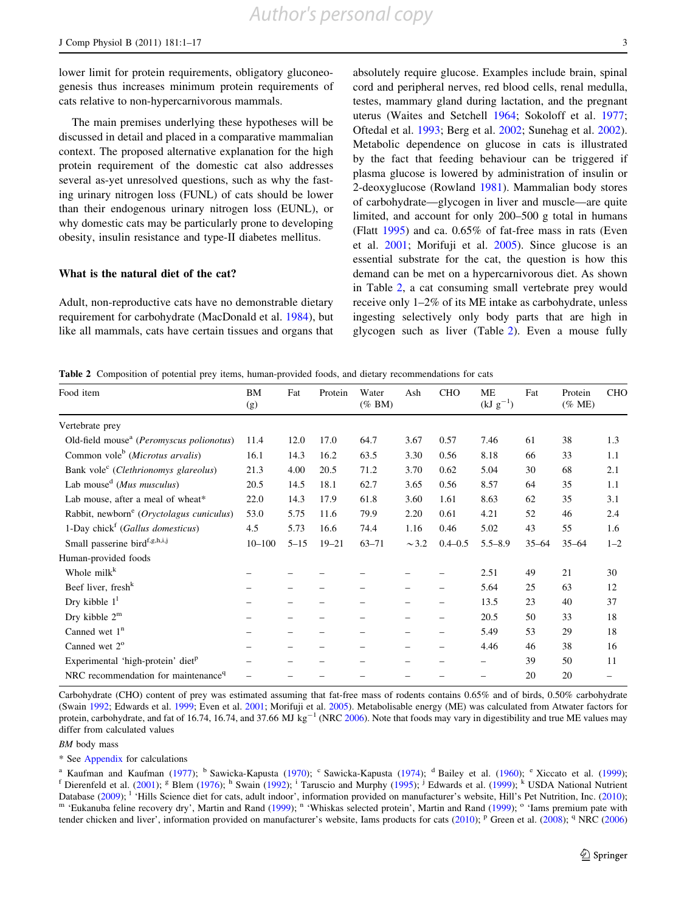lower limit for protein requirements, obligatory gluconeogenesis thus increases minimum protein requirements of cats relative to non-hypercarnivorous mammals.

The main premises underlying these hypotheses will be discussed in detail and placed in a comparative mammalian context. The proposed alternative explanation for the high protein requirement of the domestic cat also addresses several as-yet unresolved questions, such as why the fasting urinary nitrogen loss (FUNL) of cats should be lower than their endogenous urinary nitrogen loss (EUNL), or why domestic cats may be particularly prone to developing obesity, insulin resistance and type-II diabetes mellitus.

## What is the natural diet of the cat?

Adult, non-reproductive cats have no demonstrable dietary requirement for carbohydrate (MacDonald et al. 1984), but like all mammals, cats have certain tissues and organs that absolutely require glucose. Examples include brain, spinal cord and peripheral nerves, red blood cells, renal medulla, testes, mammary gland during lactation, and the pregnant uterus (Waites and Setchell 1964; Sokoloff et al. 1977; Oftedal et al. 1993; Berg et al. 2002; Sunehag et al. 2002). Metabolic dependence on glucose in cats is illustrated by the fact that feeding behaviour can be triggered if plasma glucose is lowered by administration of insulin or 2-deoxyglucose (Rowland 1981). Mammalian body stores of carbohydrate—glycogen in liver and muscle—are quite limited, and account for only 200–500 g total in humans (Flatt 1995) and ca. 0.65% of fat-free mass in rats (Even et al. 2001; Morifuji et al. 2005). Since glucose is an essential substrate for the cat, the question is how this demand can be met on a hypercarnivorous diet. As shown in Table 2, a cat consuming small vertebrate prey would receive only 1–2% of its ME intake as carbohydrate, unless ingesting selectively only body parts that are high in glycogen such as liver (Table 2). Even a mouse fully

**Table 2** Composition of potential prey items, human-provided foods, and dietary recommendations for cats

| Food item | BM (g) | Fat | Protein | Water (% BM) | Ash | CHO | ME (kJ $g^{-1}$) | Fat | Protein (% ME) | CHO |
|---|---|---|---|---|---|---|---|---|---|---|
| Vertebrate prey | | | | | | | | | | |
| Old-field mouse[a] (*Peromyscus polionotus*) | 11.4 | 12.0 | 17.0 | 64.7 | 3.67 | 0.57 | 7.46 | 61 | 38 | 1.3 |
| Common vole[b] (*Microtus arvalis*) | 16.1 | 14.3 | 16.2 | 63.5 | 3.30 | 0.56 | 8.18 | 66 | 33 | 1.1 |
| Bank vole[c] (*Clethrionomys glareolus*) | 21.3 | 4.00 | 20.5 | 71.2 | 3.70 | 0.62 | 5.04 | 30 | 68 | 2.1 |
| Lab mouse[d] (*Mus musculus*) | 20.5 | 14.5 | 18.1 | 62.7 | 3.65 | 0.56 | 8.57 | 64 | 35 | 1.1 |
| Lab mouse, after a meal of wheat* | 22.0 | 14.3 | 17.9 | 61.8 | 3.60 | 1.61 | 8.63 | 62 | 35 | 3.1 |
| Rabbit, newborn[e] (*Oryctolagus cuniculus*) | 53.0 | 5.75 | 11.6 | 79.9 | 2.20 | 0.61 | 4.21 | 52 | 46 | 2.4 |
| 1-Day chick[f] (*Gallus domesticus*) | 4.5 | 5.73 | 16.6 | 74.4 | 1.16 | 0.46 | 5.02 | 43 | 55 | 1.6 |
| Small passerine bird[f,g,h,i,j] | 10–100 | 5–15 | 19–21 | 63–71 | ~3.2 | 0.4–0.5 | 5.5–8.9 | 35–64 | 35–64 | 1–2 |
| Human-provided foods | | | | | | | | | | |
| Whole milk[k] | – | – | – | – | – | – | 2.51 | 49 | 21 | 30 |
| Beef liver, fresh[k] | – | – | – | – | – | – | 5.64 | 25 | 63 | 12 |
| Dry kibble 1[l] | – | – | – | – | – | – | 13.5 | 23 | 40 | 37 |
| Dry kibble 2[m] | – | – | – | – | – | – | 20.5 | 50 | 33 | 18 |
| Canned wet 1[n] | – | – | – | – | – | – | 5.49 | 53 | 29 | 18 |
| Canned wet 2[o] | – | – | – | – | – | – | 4.46 | 46 | 38 | 16 |
| Experimental 'high-protein' diet[p] | – | – | – | – | – | – | – | 39 | 50 | 11 |
| NRC recommendation for maintenance[q] | – | – | – | – | – | – | – | 20 | 20 | – |

Carbohydrate (CHO) content of prey was estimated assuming that fat-free mass of rodents contains 0.65% and of birds, 0.50% carbohydrate (Swain 1992; Edwards et al. 1999; Even et al. 2001; Morifuji et al. 2005). Metabolisable energy (ME) was calculated from Atwater factors for protein, carbohydrate, and fat of 16.74, 16.74, and 37.66 MJ $kg^{-1}$ (NRC 2006). Note that foods may vary in digestibility and true ME values may differ from calculated values

*BM* body mass

\* See Appendix for calculations

[a] Kaufman and Kaufman (1977); [b] Sawicka-Kapusta (1970); [c] Sawicka-Kapusta (1974); [d] Bailey et al. (1960); [e] Xiccato et al. (1999); [f] Dierenfeld et al. (2001); [g] Blem (1976); [h] Swain (1992); [i] Taruscio and Murphy (1995); [j] Edwards et al. (1999); [k] USDA National Nutrient Database (2009); [l] 'Hills Science diet for cats, adult indoor', information provided on manufacturer's website, Hill's Pet Nutrition, Inc. (2010); [m] 'Eukanuba feline recovery dry', Martin and Rand (1999); [n] 'Whiskas selected protein', Martin and Rand (1999); [o] 'Iams premium pate with tender chicken and liver', information provided on manufacturer's website, Iams products for cats (2010); [p] Green et al. (2008); [q] NRC (2006)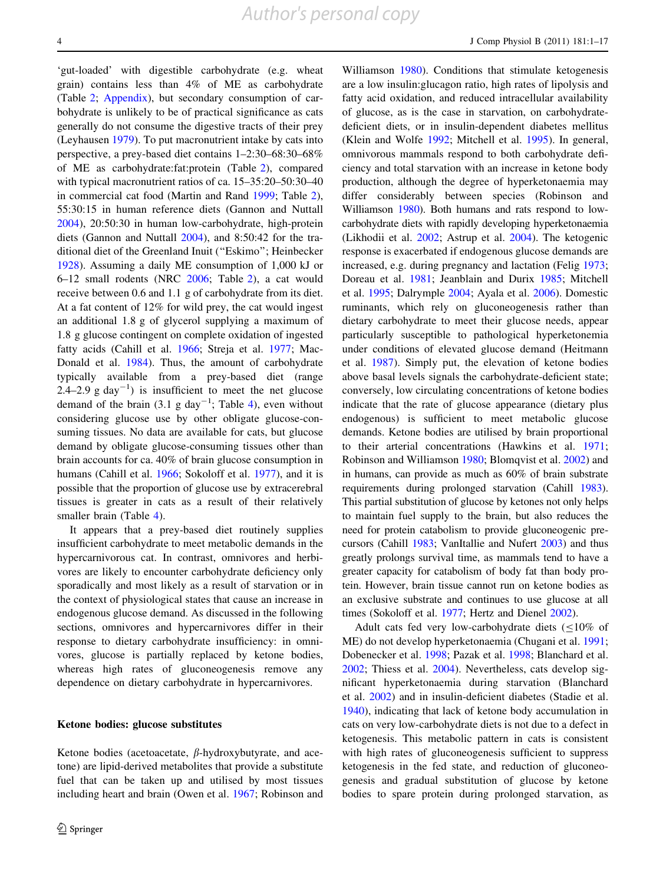'gut-loaded' with digestible carbohydrate (e.g. wheat grain) contains less than 4% of ME as carbohydrate (Table 2; Appendix), but secondary consumption of carbohydrate is unlikely to be of practical significance as cats generally do not consume the digestive tracts of their prey (Leyhausen 1979). To put macronutrient intake by cats into perspective, a prey-based diet contains 1–2:30–68:30–68% of ME as carbohydrate:fat:protein (Table 2), compared with typical macronutrient ratios of ca. 15–35:20–50:30–40 in commercial cat food (Martin and Rand 1999; Table 2), 55:30:15 in human reference diets (Gannon and Nuttall 2004), 20:50:30 in human low-carbohydrate, high-protein diets (Gannon and Nuttall 2004), and 8:50:42 for the traditional diet of the Greenland Inuit ("Eskimo"; Heinbecker 1928). Assuming a daily ME consumption of 1,000 kJ or 6–12 small rodents (NRC 2006; Table 2), a cat would receive between 0.6 and 1.1 g of carbohydrate from its diet. At a fat content of 12% for wild prey, the cat would ingest an additional 1.8 g of glycerol supplying a maximum of 1.8 g glucose contingent on complete oxidation of ingested fatty acids (Cahill et al. 1966; Streja et al. 1977; MacDonald et al. 1984). Thus, the amount of carbohydrate typically available from a prey-based diet (range 2.4–2.9 g $day^{-1}$) is insufficient to meet the net glucose demand of the brain (3.1 g $day^{-1}$; Table 4), even without considering glucose use by other obligate glucose-consuming tissues. No data are available for cats, but glucose demand by obligate glucose-consuming tissues other than brain accounts for ca. 40% of brain glucose consumption in humans (Cahill et al. 1966; Sokoloff et al. 1977), and it is possible that the proportion of glucose use by extracerebral tissues is greater in cats as a result of their relatively smaller brain (Table 4).

It appears that a prey-based diet routinely supplies insufficient carbohydrate to meet metabolic demands in the hypercarnivorous cat. In contrast, omnivores and herbivores are likely to encounter carbohydrate deficiency only sporadically and most likely as a result of starvation or in the context of physiological states that cause an increase in endogenous glucose demand. As discussed in the following sections, omnivores and hypercarnivores differ in their response to dietary carbohydrate insufficiency: in omnivores, glucose is partially replaced by ketone bodies, whereas high rates of gluconeogenesis remove any dependence on dietary carbohydrate in hypercarnivores.

## Ketone bodies: glucose substitutes

Ketone bodies (acetoacetate, β-hydroxybutyrate, and acetone) are lipid-derived metabolites that provide a substitute fuel that can be taken up and utilised by most tissues including heart and brain (Owen et al. 1967; Robinson and Williamson 1980). Conditions that stimulate ketogenesis are a low insulin:glucagon ratio, high rates of lipolysis and fatty acid oxidation, and reduced intracellular availability of glucose, as is the case in starvation, on carbohydrate-deficient diets, or in insulin-dependent diabetes mellitus (Klein and Wolfe 1992; Mitchell et al. 1995). In general, omnivorous mammals respond to both carbohydrate deficiency and total starvation with an increase in ketone body production, although the degree of hyperketonaemia may differ considerably between species (Robinson and Williamson 1980). Both humans and rats respond to low-carbohydrate diets with rapidly developing hyperketonaemia (Likhodii et al. 2002; Astrup et al. 2004). The ketogenic response is exacerbated if endogenous glucose demands are increased, e.g. during pregnancy and lactation (Felig 1973; Doreau et al. 1981; Jeanblain and Durix 1985; Mitchell et al. 1995; Dalrymple 2004; Ayala et al. 2006). Domestic ruminants, which rely on gluconeogenesis rather than dietary carbohydrate to meet their glucose needs, appear particularly susceptible to pathological hyperketonemia under conditions of elevated glucose demand (Heitmann et al. 1987). Simply put, the elevation of ketone bodies above basal levels signals the carbohydrate-deficient state; conversely, low circulating concentrations of ketone bodies indicate that the rate of glucose appearance (dietary plus endogenous) is sufficient to meet metabolic glucose demands. Ketone bodies are utilised by brain proportional to their arterial concentrations (Hawkins et al. 1971; Robinson and Williamson 1980; Blomqvist et al. 2002) and in humans, can provide as much as 60% of brain substrate requirements during prolonged starvation (Cahill 1983). This partial substitution of glucose by ketones not only helps to maintain fuel supply to the brain, but also reduces the need for protein catabolism to provide gluconeogenic precursors (Cahill 1983; VanItallie and Nufert 2003) and thus greatly prolongs survival time, as mammals tend to have a greater capacity for catabolism of body fat than body protein. However, brain tissue cannot run on ketone bodies as an exclusive substrate and continues to use glucose at all times (Sokoloff et al. 1977; Hertz and Dienel 2002).

Adult cats fed very low-carbohydrate diets (≤10% of ME) do not develop hyperketonaemia (Chugani et al. 1991; Dobenecker et al. 1998; Pazak et al. 1998; Blanchard et al. 2002; Thiess et al. 2004). Nevertheless, cats develop significant hyperketonaemia during starvation (Blanchard et al. 2002) and in insulin-deficient diabetes (Stadie et al. 1940), indicating that lack of ketone body accumulation in cats on very low-carbohydrate diets is not due to a defect in ketogenesis. This metabolic pattern in cats is consistent with high rates of gluconeogenesis sufficient to suppress ketogenesis in the fed state, and reduction of gluconeogenesis and gradual substitution of glucose by ketone bodies to spare protein during prolonged starvation, as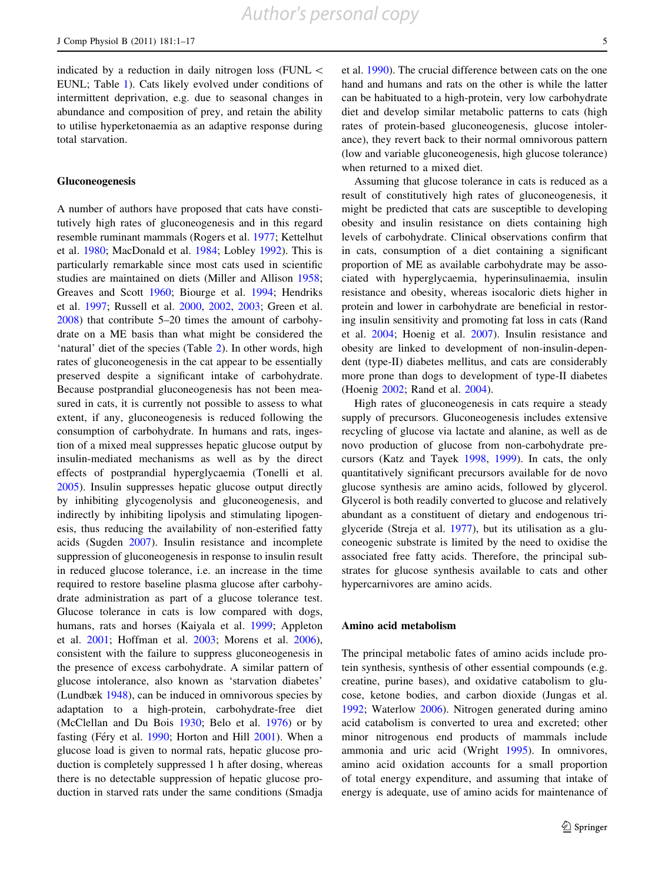indicated by a reduction in daily nitrogen loss (FUNL < EUNL; Table 1). Cats likely evolved under conditions of intermittent deprivation, e.g. due to seasonal changes in abundance and composition of prey, and retain the ability to utilise hyperketonaemia as an adaptive response during total starvation.

## Gluconeogenesis

A number of authors have proposed that cats have constitutively high rates of gluconeogenesis and in this regard resemble ruminant mammals (Rogers et al. 1977; Kettelhut et al. 1980; MacDonald et al. 1984; Lobley 1992). This is particularly remarkable since most cats used in scientific studies are maintained on diets (Miller and Allison 1958; Greaves and Scott 1960; Biourge et al. 1994; Hendriks et al. 1997; Russell et al. 2000, 2002, 2003; Green et al. 2008) that contribute 5–20 times the amount of carbohydrate on a ME basis than what might be considered the 'natural' diet of the species (Table 2). In other words, high rates of gluconeogenesis in the cat appear to be essentially preserved despite a significant intake of carbohydrate. Because postprandial gluconeogenesis has not been measured in cats, it is currently not possible to assess to what extent, if any, gluconeogenesis is reduced following the consumption of carbohydrate. In humans and rats, ingestion of a mixed meal suppresses hepatic glucose output by insulin-mediated mechanisms as well as by the direct effects of postprandial hyperglycaemia (Tonelli et al. 2005). Insulin suppresses hepatic glucose output directly by inhibiting glycogenolysis and gluconeogenesis, and indirectly by inhibiting lipolysis and stimulating lipogenesis, thus reducing the availability of non-esterified fatty acids (Sugden 2007). Insulin resistance and incomplete suppression of gluconeogenesis in response to insulin result in reduced glucose tolerance, i.e. an increase in the time required to restore baseline plasma glucose after carbohydrate administration as part of a glucose tolerance test. Glucose tolerance in cats is low compared with dogs, humans, rats and horses (Kaiyala et al. 1999; Appleton et al. 2001; Hoffman et al. 2003; Morens et al. 2006), consistent with the failure to suppress gluconeogenesis in the presence of excess carbohydrate. A similar pattern of glucose intolerance, also known as 'starvation diabetes' (Lundbæk 1948), can be induced in omnivorous species by adaptation to a high-protein, carbohydrate-free diet (McClellan and Du Bois 1930; Belo et al. 1976) or by fasting (Féry et al. 1990; Horton and Hill 2001). When a glucose load is given to normal rats, hepatic glucose production is completely suppressed 1 h after dosing, whereas there is no detectable suppression of hepatic glucose production in starved rats under the same conditions (Smadja et al. 1990). The crucial difference between cats on the one hand and humans and rats on the other is while the latter can be habituated to a high-protein, very low carbohydrate diet and develop similar metabolic patterns to cats (high rates of protein-based gluconeogenesis, glucose intolerance), they revert back to their normal omnivorous pattern (low and variable gluconeogenesis, high glucose tolerance) when returned to a mixed diet.

Assuming that glucose tolerance in cats is reduced as a result of constitutively high rates of gluconeogenesis, it might be predicted that cats are susceptible to developing obesity and insulin resistance on diets containing high levels of carbohydrate. Clinical observations confirm that in cats, consumption of a diet containing a significant proportion of ME as available carbohydrate may be associated with hyperglycaemia, hyperinsulinaemia, insulin resistance and obesity, whereas isocaloric diets higher in protein and lower in carbohydrate are beneficial in restoring insulin sensitivity and promoting fat loss in cats (Rand et al. 2004; Hoenig et al. 2007). Insulin resistance and obesity are linked to development of non-insulin-dependent (type-II) diabetes mellitus, and cats are considerably more prone than dogs to development of type-II diabetes (Hoenig 2002; Rand et al. 2004).

High rates of gluconeogenesis in cats require a steady supply of precursors. Gluconeogenesis includes extensive recycling of glucose via lactate and alanine, as well as de novo production of glucose from non-carbohydrate precursors (Katz and Tayek 1998, 1999). In cats, the only quantitatively significant precursors available for de novo glucose synthesis are amino acids, followed by glycerol. Glycerol is both readily converted to glucose and relatively abundant as a constituent of dietary and endogenous triglyceride (Streja et al. 1977), but its utilisation as a gluconeogenic substrate is limited by the need to oxidise the associated free fatty acids. Therefore, the principal substrates for glucose synthesis available to cats and other hypercarnivores are amino acids.

## Amino acid metabolism

The principal metabolic fates of amino acids include protein synthesis, synthesis of other essential compounds (e.g. creatine, purine bases), and oxidative catabolism to glucose, ketone bodies, and carbon dioxide (Jungas et al. 1992; Waterlow 2006). Nitrogen generated during amino acid catabolism is converted to urea and excreted; other minor nitrogenous end products of mammals include ammonia and uric acid (Wright 1995). In omnivores, amino acid oxidation accounts for a small proportion of total energy expenditure, and assuming that intake of energy is adequate, use of amino acids for maintenance of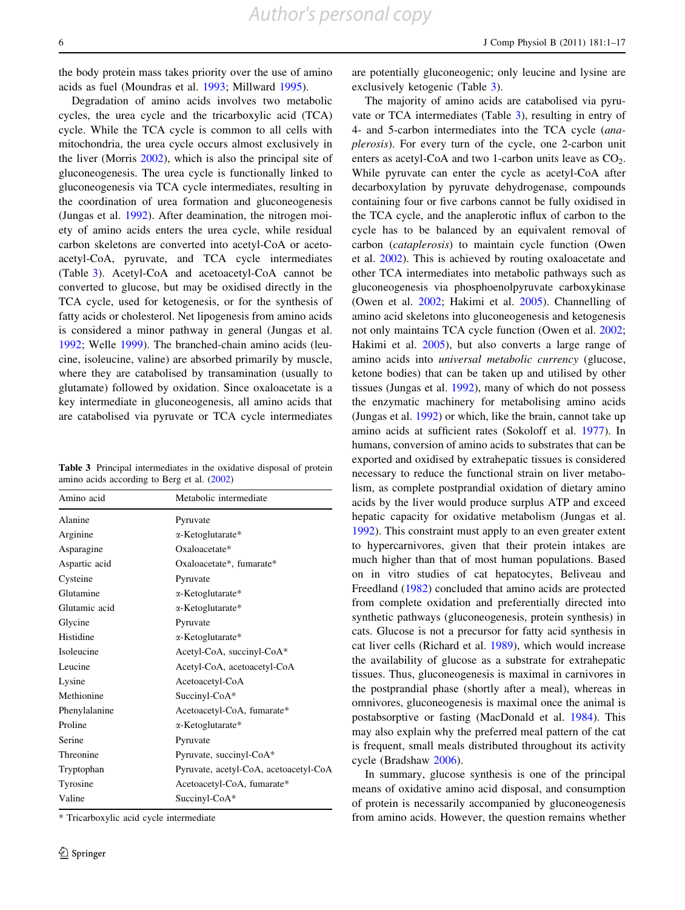the body protein mass takes priority over the use of amino acids as fuel (Moundras et al. 1993; Millward 1995).

Degradation of amino acids involves two metabolic cycles, the urea cycle and the tricarboxylic acid (TCA) cycle. While the TCA cycle is common to all cells with mitochondria, the urea cycle occurs almost exclusively in the liver (Morris 2002), which is also the principal site of gluconeogenesis. The urea cycle is functionally linked to gluconeogenesis via TCA cycle intermediates, resulting in the coordination of urea formation and gluconeogenesis (Jungas et al. 1992). After deamination, the nitrogen moiety of amino acids enters the urea cycle, while residual carbon skeletons are converted into acetyl-CoA or acetoacetyl-CoA, pyruvate, and TCA cycle intermediates (Table 3). Acetyl-CoA and acetoacetyl-CoA cannot be converted to glucose, but may be oxidised directly in the TCA cycle, used for ketogenesis, or for the synthesis of fatty acids or cholesterol. Net lipogenesis from amino acids is considered a minor pathway in general (Jungas et al. 1992; Welle 1999). The branched-chain amino acids (leucine, isoleucine, valine) are absorbed primarily by muscle, where they are catabolised by transamination (usually to glutamate) followed by oxidation. Since oxaloacetate is a key intermediate in gluconeogenesis, all amino acids that are catabolised via pyruvate or TCA cycle intermediates are potentially gluconeogenic; only leucine and lysine are exclusively ketogenic (Table 3).

**Table 3** Principal intermediates in the oxidative disposal of protein amino acids according to Berg et al. (2002)

| Amino acid | Metabolic intermediate |
|---|---|
| Alanine | Pyruvate |
| Arginine | α-Ketoglutarate* |
| Asparagine | Oxaloacetate* |
| Aspartic acid | Oxaloacetate*, fumarate* |
| Cysteine | Pyruvate |
| Glutamine | α-Ketoglutarate* |
| Glutamic acid | α-Ketoglutarate* |
| Glycine | Pyruvate |
| Histidine | α-Ketoglutarate* |
| Isoleucine | Acetyl-CoA, succinyl-CoA* |
| Leucine | Acetyl-CoA, acetoacetyl-CoA |
| Lysine | Acetoacetyl-CoA |
| Methionine | Succinyl-CoA* |
| Phenylalanine | Acetoacetyl-CoA, fumarate* |
| Proline | α-Ketoglutarate* |
| Serine | Pyruvate |
| Threonine | Pyruvate, succinyl-CoA* |
| Tryptophan | Pyruvate, acetyl-CoA, acetoacetyl-CoA |
| Tyrosine | Acetoacetyl-CoA, fumarate* |
| Valine | Succinyl-CoA* |

* Tricarboxylic acid cycle intermediate

The majority of amino acids are catabolised via pyruvate or TCA intermediates (Table 3), resulting in entry of 4- and 5-carbon intermediates into the TCA cycle (*anaplerosis*). For every turn of the cycle, one 2-carbon unit enters as acetyl-CoA and two 1-carbon units leave as $CO_2$. While pyruvate can enter the cycle as acetyl-CoA after decarboxylation by pyruvate dehydrogenase, compounds containing four or five carbons cannot be fully oxidised in the TCA cycle, and the anaplerotic influx of carbon to the cycle has to be balanced by an equivalent removal of carbon (*cataplerosis*) to maintain cycle function (Owen et al. 2002). This is achieved by routing oxaloacetate and other TCA intermediates into metabolic pathways such as gluconeogenesis via phosphoenolpyruvate carboxykinase (Owen et al. 2002; Hakimi et al. 2005). Channelling of amino acid skeletons into gluconeogenesis and ketogenesis not only maintains TCA cycle function (Owen et al. 2002; Hakimi et al. 2005), but also converts a large range of amino acids into *universal metabolic currency* (glucose, ketone bodies) that can be taken up and utilised by other tissues (Jungas et al. 1992), many of which do not possess the enzymatic machinery for metabolising amino acids (Jungas et al. 1992) or which, like the brain, cannot take up amino acids at sufficient rates (Sokoloff et al. 1977). In humans, conversion of amino acids to substrates that can be exported and oxidised by extrahepatic tissues is considered necessary to reduce the functional strain on liver metabolism, as complete postprandial oxidation of dietary amino acids by the liver would produce surplus ATP and exceed hepatic capacity for oxidative metabolism (Jungas et al. 1992). This constraint must apply to an even greater extent to hypercarnivores, given that their protein intakes are much higher than that of most human populations. Based on in vitro studies of cat hepatocytes, Beliveau and Freedland (1982) concluded that amino acids are protected from complete oxidation and preferentially directed into synthetic pathways (gluconeogenesis, protein synthesis) in cats. Glucose is not a precursor for fatty acid synthesis in cat liver cells (Richard et al. 1989), which would increase the availability of glucose as a substrate for extrahepatic tissues. Thus, gluconeogenesis is maximal in carnivores in the postprandial phase (shortly after a meal), whereas in omnivores, gluconeogenesis is maximal once the animal is postabsorptive or fasting (MacDonald et al. 1984). This may also explain why the preferred meal pattern of the cat is frequent, small meals distributed throughout its activity cycle (Bradshaw 2006).

In summary, glucose synthesis is one of the principal means of oxidative amino acid disposal, and consumption of protein is necessarily accompanied by gluconeogenesis from amino acids. However, the question remains whether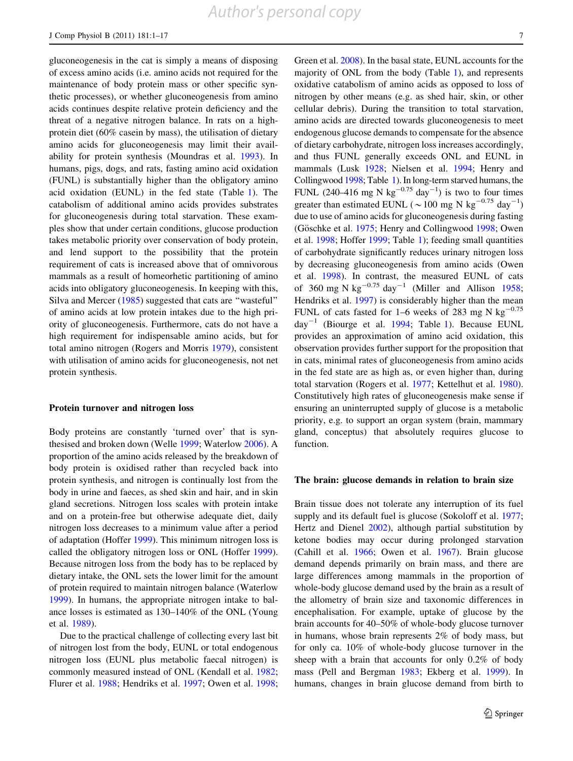gluconeogenesis in the cat is simply a means of disposing of excess amino acids (i.e. amino acids not required for the maintenance of body protein mass or other specific synthetic processes), or whether gluconeogenesis from amino acids continues despite relative protein deficiency and the threat of a negative nitrogen balance. In rats on a high-protein diet (60% casein by mass), the utilisation of dietary amino acids for gluconeogenesis may limit their availability for protein synthesis (Moundras et al. 1993). In humans, pigs, dogs, and rats, fasting amino acid oxidation (FUNL) is substantially higher than the obligatory amino acid oxidation (EUNL) in the fed state (Table 1). The catabolism of additional amino acids provides substrates for gluconeogenesis during total starvation. These examples show that under certain conditions, glucose production takes metabolic priority over conservation of body protein, and lend support to the possibility that the protein requirement of cats is increased above that of omnivorous mammals as a result of homeorhetic partitioning of amino acids into obligatory gluconeogenesis. In keeping with this, Silva and Mercer (1985) suggested that cats are "wasteful" of amino acids at low protein intakes due to the high priority of gluconeogenesis. Furthermore, cats do not have a high requirement for indispensable amino acids, but for total amino nitrogen (Rogers and Morris 1979), consistent with utilisation of amino acids for gluconeogenesis, not net protein synthesis.

## Protein turnover and nitrogen loss

Body proteins are constantly 'turned over' that is synthesised and broken down (Welle 1999; Waterlow 2006). A proportion of the amino acids released by the breakdown of body protein is oxidised rather than recycled back into protein synthesis, and nitrogen is continually lost from the body in urine and faeces, as shed skin and hair, and in skin gland secretions. Nitrogen loss scales with protein intake and on a protein-free but otherwise adequate diet, daily nitrogen loss decreases to a minimum value after a period of adaptation (Hoffer 1999). This minimum nitrogen loss is called the obligatory nitrogen loss or ONL (Hoffer 1999). Because nitrogen loss from the body has to be replaced by dietary intake, the ONL sets the lower limit for the amount of protein required to maintain nitrogen balance (Waterlow 1999). In humans, the appropriate nitrogen intake to balance losses is estimated as 130–140% of the ONL (Young et al. 1989).

Due to the practical challenge of collecting every last bit of nitrogen lost from the body, EUNL or total endogenous nitrogen loss (EUNL plus metabolic faecal nitrogen) is commonly measured instead of ONL (Kendall et al. 1982; Flurer et al. 1988; Hendriks et al. 1997; Owen et al. 1998; Green et al. 2008). In the basal state, EUNL accounts for the majority of ONL from the body (Table 1), and represents oxidative catabolism of amino acids as opposed to loss of nitrogen by other means (e.g. as shed hair, skin, or other cellular debris). During the transition to total starvation, amino acids are directed towards gluconeogenesis to meet endogenous glucose demands to compensate for the absence of dietary carbohydrate, nitrogen loss increases accordingly, and thus FUNL generally exceeds ONL and EUNL in mammals (Lusk 1928; Nielsen et al. 1994; Henry and Collingwood 1998; Table 1). In long-term starved humans, the FUNL (240–416 mg N $kg^{-0.75}$ $day^{-1}$) is two to four times greater than estimated EUNL ($\sim$100 mg N $kg^{-0.75}$ $day^{-1}$) due to use of amino acids for gluconeogenesis during fasting (Göschke et al. 1975; Henry and Collingwood 1998; Owen et al. 1998; Hoffer 1999; Table 1); feeding small quantities of carbohydrate significantly reduces urinary nitrogen loss by decreasing gluconeogenesis from amino acids (Owen et al. 1998). In contrast, the measured EUNL of cats of 360 mg N $kg^{-0.75}$ $day^{-1}$ (Miller and Allison 1958; Hendriks et al. 1997) is considerably higher than the mean FUNL of cats fasted for 1–6 weeks of 283 mg N $kg^{-0.75}$ $day^{-1}$ (Biourge et al. 1994; Table 1). Because EUNL provides an approximation of amino acid oxidation, this observation provides further support for the proposition that in cats, minimal rates of gluconeogenesis from amino acids in the fed state are as high as, or even higher than, during total starvation (Rogers et al. 1977; Kettelhut et al. 1980). Constitutively high rates of gluconeogenesis make sense if ensuring an uninterrupted supply of glucose is a metabolic priority, e.g. to support an organ system (brain, mammary gland, conceptus) that absolutely requires glucose to function.

## The brain: glucose demands in relation to brain size

Brain tissue does not tolerate any interruption of its fuel supply and its default fuel is glucose (Sokoloff et al. 1977; Hertz and Dienel 2002), although partial substitution by ketone bodies may occur during prolonged starvation (Cahill et al. 1966; Owen et al. 1967). Brain glucose demand depends primarily on brain mass, and there are large differences among mammals in the proportion of whole-body glucose demand used by the brain as a result of the allometry of brain size and taxonomic differences in encephalisation. For example, uptake of glucose by the brain accounts for 40–50% of whole-body glucose turnover in humans, whose brain represents 2% of body mass, but for only ca. 10% of whole-body glucose turnover in the sheep with a brain that accounts for only 0.2% of body mass (Pell and Bergman 1983; Ekberg et al. 1999). In humans, changes in brain glucose demand from birth to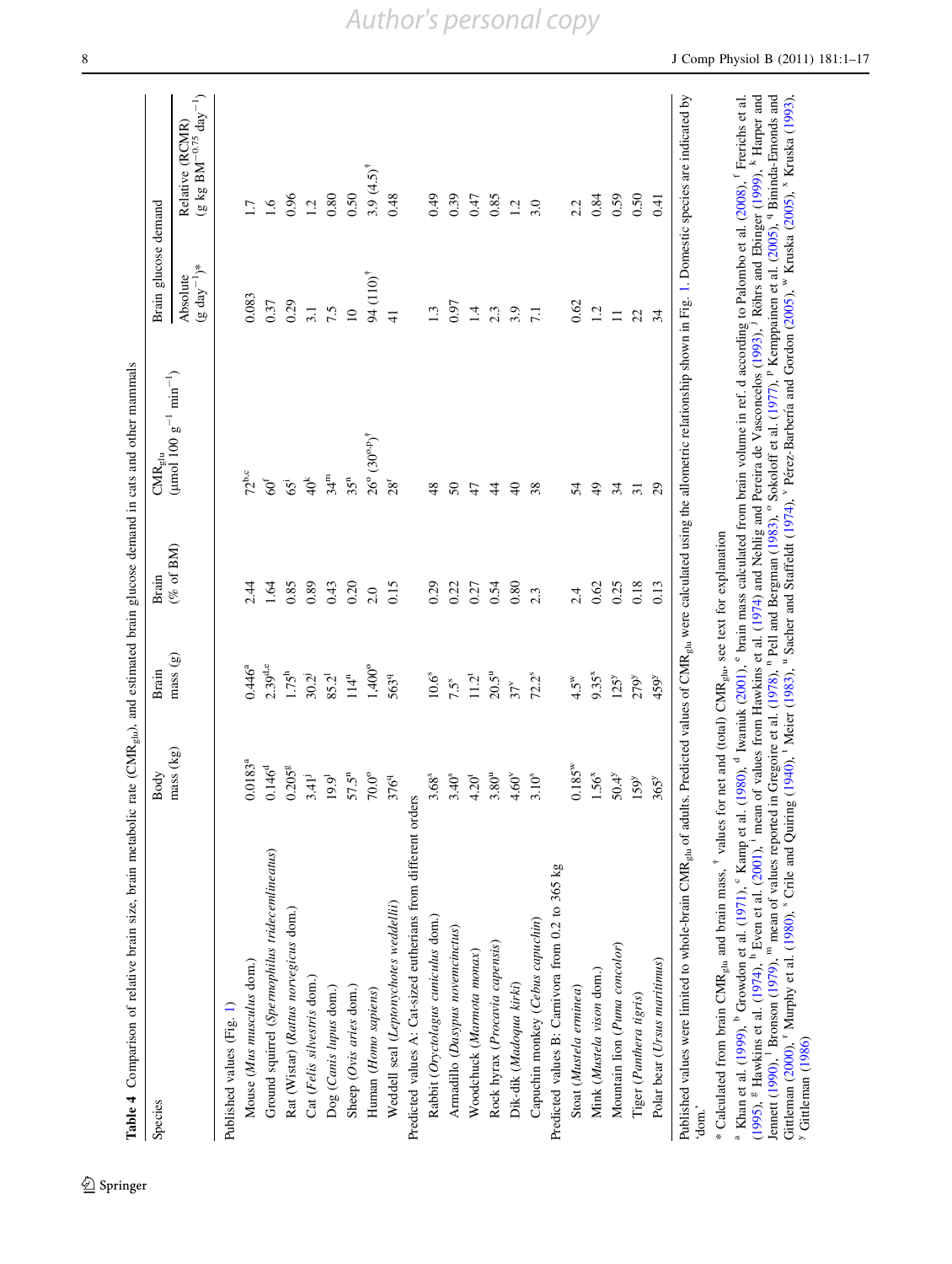**Table 4** Comparison of relative brain size, brain metabolic rate ($CMR_{glu}$), and estimated brain glucose demand in cats and other mammals

| Species | Body mass (kg) | Brain mass (g) | Brain (% of BM) | $CMR_{glu}$ (µmol 100 $g^{-1}$ $min^{-1}$) | Brain glucose demand | |
|---|---|---|---|---|---|---|
| | | | | | Absolute (g $day^{-1}$)* | Relative (RCMR) (g kg $BM^{-0.75}$ $day^{-1}$) |
| Published values (Fig. 1) | | | | | | |
| Mouse (*Mus musculus* dom.) | 0.0183[a] | 0.446[a] | 2.44 | 72[b,c] | 0.083 | 1.7 |
| Ground squirrel (*Spermophilus tridecemlineatus*) | 0.146[d] | 2.39[d,e] | 1.64 | 60[f] | 0.37 | 1.6 |
| Rat (Wistar) (*Rattus norvegicus* dom.) | 0.205[g] | 1.75[h] | 0.85 | 65[i] | 0.29 | 0.96 |
| Cat (*Felis silvestris* dom.) | 3.41[j] | 30.2[j] | 0.89 | 40[k] | 3.1 | 1.2 |
| Dog (*Canis lupus* dom.) | 19.9[l] | 85.2[l] | 0.43 | 34[m] | 7.5 | 0.80 |
| Sheep (*Ovis aries* dom.) | 57.5[n] | 114[n] | 0.20 | 35[n] | 10 | 0.50 |
| Human (*Homo sapiens*) | 70.0[o] | 1,400[o] | 2.0 | 26[o] (30[o,p])[†] | 94 (110)[†] | 3.9 (4.5)[†] |
| Weddell seal (*Leptonychotes weddellii*) | 376[q] | 563[q] | 0.15 | 28[r] | 41 | 0.48 |
| Predicted values A: Cat-sized eutherians from different orders | | | | | | |
| Rabbit (*Oryctolagus cuniculus* dom.) | 3.68[s] | 10.6[s] | 0.29 | 48 | 1.3 | 0.49 |
| Armadillo (*Dasypus novemcinctus*) | 3.40[s] | 7.5[s] | 0.22 | 50 | 0.97 | 0.39 |
| Woodchuck (*Marmota monax*) | 4.20[t] | 11.2[t] | 0.27 | 47 | 1.4 | 0.47 |
| Rock hyrax (*Procavia capensis*) | 3.80[u] | 20.5[u] | 0.54 | 44 | 2.3 | 0.85 |
| Dik-dik (*Madoqua kirki*) | 4.60[v] | 37[v] | 0.80 | 40 | 3.9 | 1.2 |
| Capuchin monkey (*Cebus capuchin*) | 3.10[s] | 72.2[s] | 2.3 | 38 | 7.1 | 3.0 |
| Predicted values B: Carnivora from 0.2 to 365 kg | | | | | | |
| Stoat (*Mustela erminea*) | 0.185[w] | 4.5[w] | 2.4 | 54 | 0.62 | 2.2 |
| Mink (*Mustela vison* dom.) | 1.56[x] | 9.35[x] | 0.62 | 49 | 1.2 | 0.84 |
| Mountain lion (*Puma concolor*) | 50.4[y] | 125[y] | 0.25 | 34 | 11 | 0.59 |
| Tiger (*Panthera tigris*) | 159[y] | 279[y] | 0.18 | 31 | 22 | 0.50 |
| Polar bear (*Ursus maritimus*) | 365[y] | 459[y] | 0.13 | 29 | 34 | 0.41 |

Published values were limited to whole-brain $CMR_{glu}$ of adults. Predicted values of $CMR_{glu}$ were calculated using the allometric relationship shown in Fig. 1. Domestic species are indicated by 'dom.'

\* Calculated from brain $CMR_{glu}$ and brain mass, † values for net and (total) $CMR_{glu}$, see text for explanation

[a] Khan et al. (1999), [b] Growdon et al. (1971), [c] Kamp et al. (1980), [d] Iwaniuk (2001), [e] brain mass calculated from brain volume in ref. d according to Palombo et al. (2008), [f] Frerichs et al. (1995), [g] Hawkins et al. (1974), [h] Even et al. (2001), [i] mean of values from Hawkins et al. (1974) and Nehlig and Pereira de Vasconcelos (1993), [j] Röhrs and Ebinger (1999), [k] Harper and Jennett (1990), [l] Bronson (1979), [m] mean of values reported in Gregoire et al. (1978), [n] Pell and Bergman (1983), [o] Sokoloff et al. (1977), [p] Kemppainen et al. (2005), [q] Bininda-Emonds and Gittleman (2000), [r] Murphy et al. (1980), [s] Crile and Quiring (1940), [t] Meier (1983), [u] Sacher and Staffeldt (1974), [v] Pérez-Barbería and Gordon (2005), [w] Kruska (2005), [x] Kruska (1993), [y] Gittleman (1986)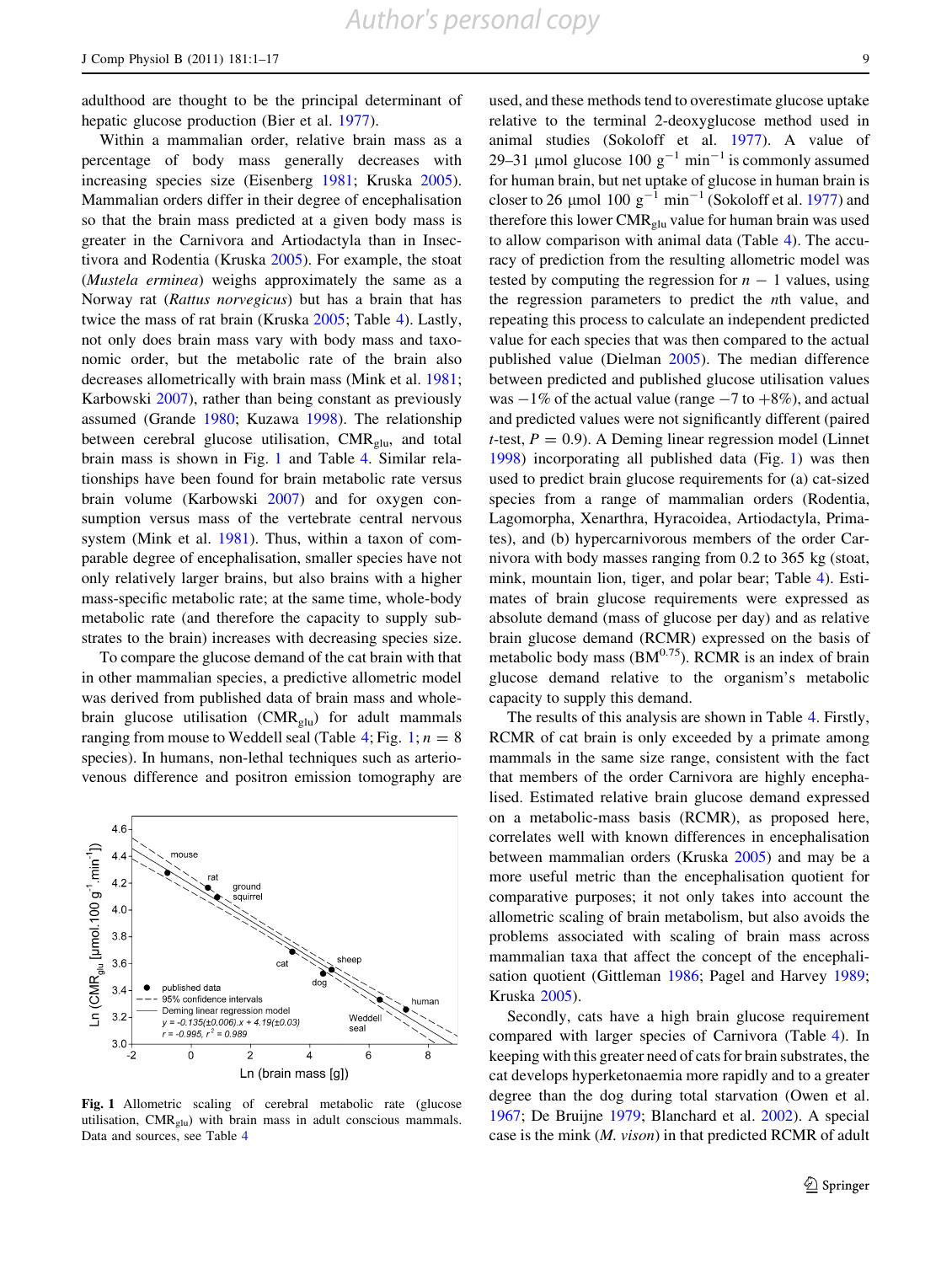adulthood are thought to be the principal determinant of hepatic glucose production (Bier et al. 1977).

Within a mammalian order, relative brain mass as a percentage of body mass generally decreases with increasing species size (Eisenberg 1981; Kruska 2005). Mammalian orders differ in their degree of encephalisation so that the brain mass predicted at a given body mass is greater in the Carnivora and Artiodactyla than in Insectivora and Rodentia (Kruska 2005). For example, the stoat (*Mustela erminea*) weighs approximately the same as a Norway rat (*Rattus norvegicus*) but has a brain that has twice the mass of rat brain (Kruska 2005; Table 4). Lastly, not only does brain mass vary with body mass and taxonomic order, but the metabolic rate of the brain also decreases allometrically with brain mass (Mink et al. 1981; Karbowski 2007), rather than being constant as previously assumed (Grande 1980; Kuzawa 1998). The relationship between cerebral glucose utilisation, $CMR_{glu}$, and total brain mass is shown in Fig. 1 and Table 4. Similar relationships have been found for brain metabolic rate versus brain volume (Karbowski 2007) and for oxygen consumption versus mass of the vertebrate central nervous system (Mink et al. 1981). Thus, within a taxon of comparable degree of encephalisation, smaller species have not only relatively larger brains, but also brains with a higher mass-specific metabolic rate; at the same time, whole-body metabolic rate (and therefore the capacity to supply substrates to the brain) increases with decreasing species size.

To compare the glucose demand of the cat brain with that in other mammalian species, a predictive allometric model was derived from published data of brain mass and whole-brain glucose utilisation ($CMR_{glu}$) for adult mammals ranging from mouse to Weddell seal (Table 4; Fig. 1; $n = 8$ species). In humans, non-lethal techniques such as arterio-venous difference and positron emission tomography are used, and these methods tend to overestimate glucose uptake relative to the terminal 2-deoxyglucose method used in animal studies (Sokoloff et al. 1977). A value of 29–31 μmol glucose 100 $g^{-1}$ $min^{-1}$ is commonly assumed for human brain, but net uptake of glucose in human brain is closer to 26 μmol 100 $g^{-1}$ $min^{-1}$ (Sokoloff et al. 1977) and therefore this lower $CMR_{glu}$ value for human brain was used to allow comparison with animal data (Table 4). The accuracy of prediction from the resulting allometric model was tested by computing the regression for $n - 1$ values, using the regression parameters to predict the $n$th value, and repeating this process to calculate an independent predicted value for each species that was then compared to the actual published value (Dielman 2005). The median difference between predicted and published glucose utilisation values was −1% of the actual value (range −7 to +8%), and actual and predicted values were not significantly different (paired $t$-test, $P = 0.9$). A Deming linear regression model (Linnet 1998) incorporating all published data (Fig. 1) was then used to predict brain glucose requirements for (a) cat-sized species from a range of mammalian orders (Rodentia, Lagomorpha, Xenarthra, Hyracoidea, Artiodactyla, Primates), and (b) hypercarnivorous members of the order Carnivora with body masses ranging from 0.2 to 365 kg (stoat, mink, mountain lion, tiger, and polar bear; Table 4). Estimates of brain glucose requirements were expressed as absolute demand (mass of glucose per day) and as relative brain glucose demand (RCMR) expressed on the basis of metabolic body mass ($BM^{0.75}$). RCMR is an index of brain glucose demand relative to the organism's metabolic capacity to supply this demand.

The results of this analysis are shown in Table 4. Firstly, RCMR of cat brain is only exceeded by a primate among mammals in the same size range, consistent with the fact that members of the order Carnivora are highly encephalised. Estimated relative brain glucose demand expressed on a metabolic-mass basis (RCMR), as proposed here, correlates well with known differences in encephalisation between mammalian orders (Kruska 2005) and may be a more useful metric than the encephalisation quotient for comparative purposes; it not only takes into account the allometric scaling of brain metabolism, but also avoids the problems associated with scaling of brain mass across mammalian taxa that affect the concept of the encephalisation quotient (Gittleman 1986; Pagel and Harvey 1989; Kruska 2005).

Secondly, cats have a high brain glucose requirement compared with larger species of Carnivora (Table 4). In keeping with this greater need of cats for brain substrates, the cat develops hyperketonaemia more rapidly and to a greater degree than the dog during total starvation (Owen et al. 1967; De Bruijne 1979; Blanchard et al. 2002). A special case is the mink (*M. vison*) in that predicted RCMR of adult

Ln ($CMR_{glu}$ [μmol.100 $g^{-1}$.$min^{-1}$])
4.6
4.4
4.2
4.0
3.8
3.6
3.4
3.2
3.0
-2 0 2 4 6 8
Ln (brain mass [g])
mouse
rat
ground squirrel
cat
dog
sheep
human
Weddell seal
published data
95% confidence intervals
Deming linear regression model
$y = -0.135(\pm0.006).x + 4.19(\pm0.03)$
$r = -0.995$, $r^2 = 0.989$

**Fig. 1** Allometric scaling of cerebral metabolic rate (glucose utilisation, $CMR_{glu}$) with brain mass in adult conscious mammals. Data and sources, see Table 4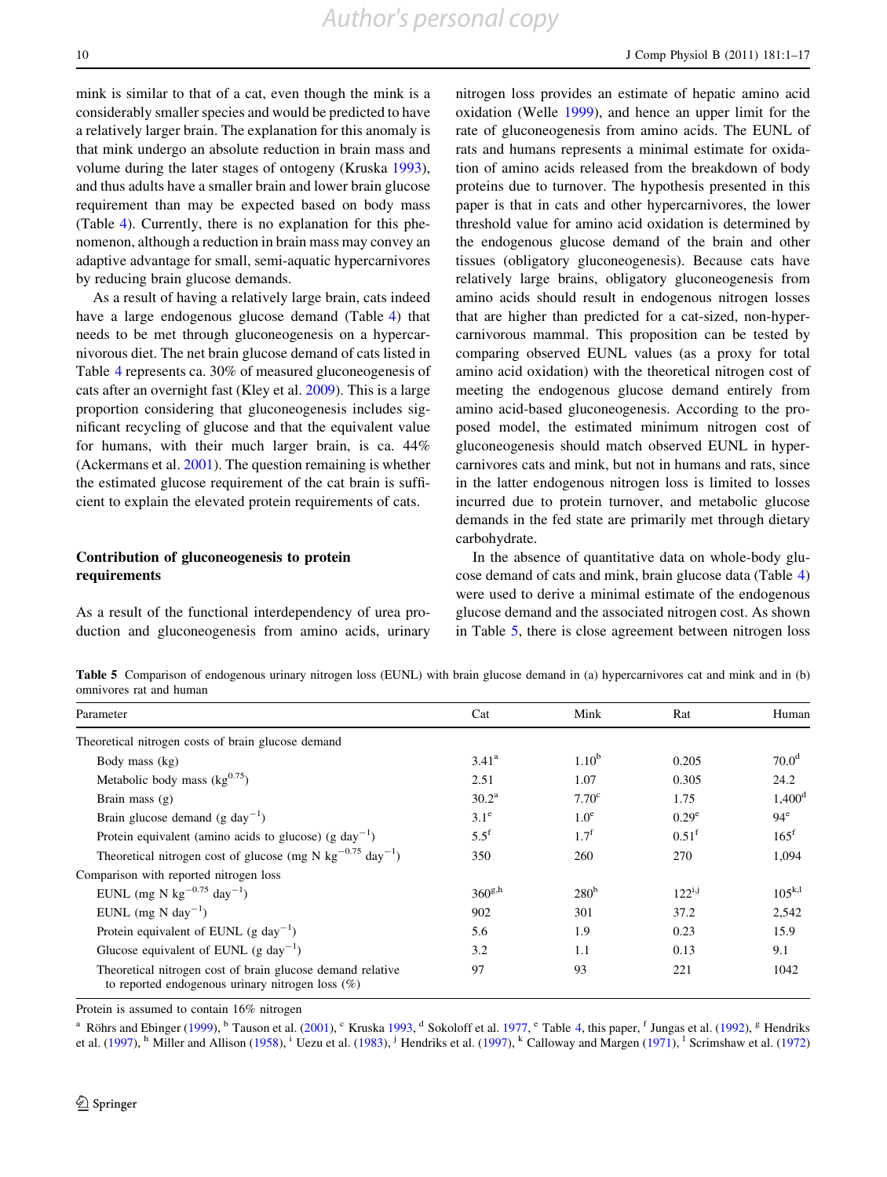mink is similar to that of a cat, even though the mink is a considerably smaller species and would be predicted to have a relatively larger brain. The explanation for this anomaly is that mink undergo an absolute reduction in brain mass and volume during the later stages of ontogeny (Kruska 1993), and thus adults have a smaller brain and lower brain glucose requirement than may be expected based on body mass (Table 4). Currently, there is no explanation for this phenomenon, although a reduction in brain mass may convey an adaptive advantage for small, semi-aquatic hypercarnivores by reducing brain glucose demands.

As a result of having a relatively large brain, cats indeed have a large endogenous glucose demand (Table 4) that needs to be met through gluconeogenesis on a hypercarnivorous diet. The net brain glucose demand of cats listed in Table 4 represents ca. 30% of measured gluconeogenesis of cats after an overnight fast (Kley et al. 2009). This is a large proportion considering that gluconeogenesis includes significant recycling of glucose and that the equivalent value for humans, with their much larger brain, is ca. 44% (Ackermans et al. 2001). The question remaining is whether the estimated glucose requirement of the cat brain is sufficient to explain the elevated protein requirements of cats.

## Contribution of gluconeogenesis to protein requirements

As a result of the functional interdependency of urea production and gluconeogenesis from amino acids, urinary nitrogen loss provides an estimate of hepatic amino acid oxidation (Welle 1999), and hence an upper limit for the rate of gluconeogenesis from amino acids. The EUNL of rats and humans represents a minimal estimate for oxidation of amino acids released from the breakdown of body proteins due to turnover. The hypothesis presented in this paper is that in cats and other hypercarnivores, the lower threshold value for amino acid oxidation is determined by the endogenous glucose demand of the brain and other tissues (obligatory gluconeogenesis). Because cats have relatively large brains, obligatory gluconeogenesis from amino acids should result in endogenous nitrogen losses that are higher than predicted for a cat-sized, non-hypercarnivorous mammal. This proposition can be tested by comparing observed EUNL values (as a proxy for total amino acid oxidation) with the theoretical nitrogen cost of meeting the endogenous glucose demand entirely from amino acid-based gluconeogenesis. According to the proposed model, the estimated minimum nitrogen cost of gluconeogenesis should match observed EUNL in hypercarnivores cats and mink, but not in humans and rats, since in the latter endogenous nitrogen loss is limited to losses incurred due to protein turnover, and metabolic glucose demands in the fed state are primarily met through dietary carbohydrate.

In the absence of quantitative data on whole-body glucose demand of cats and mink, brain glucose data (Table 4) were used to derive a minimal estimate of the endogenous glucose demand and the associated nitrogen cost. As shown in Table 5, there is close agreement between nitrogen loss

**Table 5** Comparison of endogenous urinary nitrogen loss (EUNL) with brain glucose demand in (a) hypercarnivores cat and mink and in (b) omnivores rat and human

| Parameter | Cat | Mink | Rat | Human |
|---|---|---|---|---|
| Theoretical nitrogen costs of brain glucose demand | | | | |
| Body mass (kg) | 3.41[a] | 1.10[b] | 0.205 | 70.0[d] |
| Metabolic body mass ($kg^{0.75}$) | 2.51 | 1.07 | 0.305 | 24.2 |
| Brain mass (g) | 30.2[a] | 7.70[c] | 1.75 | 1,400[d] |
| Brain glucose demand (g $day^{-1}$) | 3.1[e] | 1.0[e] | 0.29[e] | 94[e] |
| Protein equivalent (amino acids to glucose) (g $day^{-1}$) | 5.5[f] | 1.7[f] | 0.51[f] | 165[f] |
| Theoretical nitrogen cost of glucose (mg N $kg^{-0.75}$ $day^{-1}$) | 350 | 260 | 270 | 1,094 |
| Comparison with reported nitrogen loss | | | | |
| EUNL (mg N $kg^{-0.75}$ $day^{-1}$) | 360[g,h] | 280[b] | 122[i,j] | 105[k,l] |
| EUNL (mg N $day^{-1}$) | 902 | 301 | 37.2 | 2,542 |
| Protein equivalent of EUNL (g $day^{-1}$) | 5.6 | 1.9 | 0.23 | 15.9 |
| Glucose equivalent of EUNL (g $day^{-1}$) | 3.2 | 1.1 | 0.13 | 9.1 |
| Theoretical nitrogen cost of brain glucose demand relative to reported endogenous urinary nitrogen loss (%) | 97 | 93 | 221 | 1042 |

Protein is assumed to contain 16% nitrogen

[a] Röhrs and Ebinger (1999), [b] Tauson et al. (2001), [c] Kruska 1993, [d] Sokoloff et al. 1977, [e] Table 4, this paper, [f] Jungas et al. (1992), [g] Hendriks et al. (1997), [h] Miller and Allison (1958), [i] Uezu et al. (1983), [j] Hendriks et al. (1997), [k] Calloway and Margen (1971), [l] Scrimshaw et al. (1972)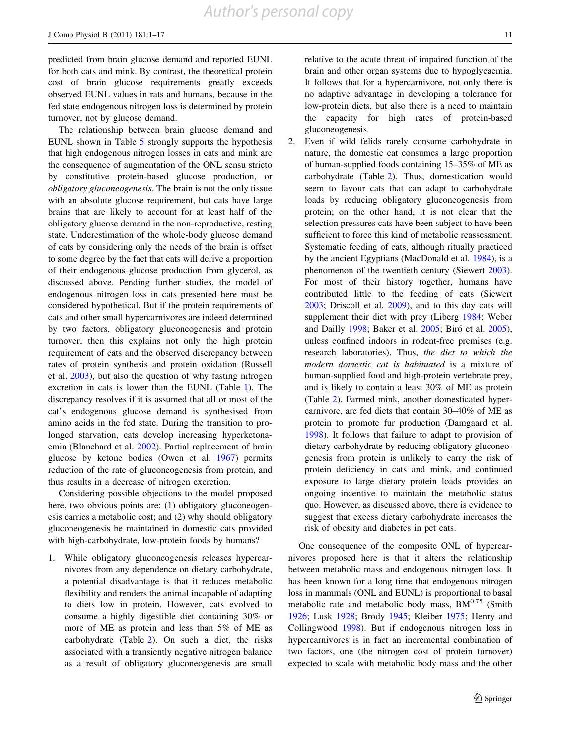predicted from brain glucose demand and reported EUNL for both cats and mink. By contrast, the theoretical protein cost of brain glucose requirements greatly exceeds observed EUNL values in rats and humans, because in the fed state endogenous nitrogen loss is determined by protein turnover, not by glucose demand.

The relationship between brain glucose demand and EUNL shown in Table 5 strongly supports the hypothesis that high endogenous nitrogen losses in cats and mink are the consequence of augmentation of the ONL sensu stricto by constitutive protein-based glucose production, or *obligatory gluconeogenesis*. The brain is not the only tissue with an absolute glucose requirement, but cats have large brains that are likely to account for at least half of the obligatory glucose demand in the non-reproductive, resting state. Underestimation of the whole-body glucose demand of cats by considering only the needs of the brain is offset to some degree by the fact that cats will derive a proportion of their endogenous glucose production from glycerol, as discussed above. Pending further studies, the model of endogenous nitrogen loss in cats presented here must be considered hypothetical. But if the protein requirements of cats and other small hypercarnivores are indeed determined by two factors, obligatory gluconeogenesis and protein turnover, then this explains not only the high protein requirement of cats and the observed discrepancy between rates of protein synthesis and protein oxidation (Russell et al. 2003), but also the question of why fasting nitrogen excretion in cats is lower than the EUNL (Table 1). The discrepancy resolves if it is assumed that all or most of the cat's endogenous glucose demand is synthesised from amino acids in the fed state. During the transition to prolonged starvation, cats develop increasing hyperketonaemia (Blanchard et al. 2002). Partial replacement of brain glucose by ketone bodies (Owen et al. 1967) permits reduction of the rate of gluconeogenesis from protein, and thus results in a decrease of nitrogen excretion.

Considering possible objections to the model proposed here, two obvious points are: (1) obligatory gluconeogenesis carries a metabolic cost; and (2) why should obligatory gluconeogenesis be maintained in domestic cats provided with high-carbohydrate, low-protein foods by humans?

1. While obligatory gluconeogenesis releases hypercarnivores from any dependence on dietary carbohydrate, a potential disadvantage is that it reduces metabolic flexibility and renders the animal incapable of adapting to diets low in protein. However, cats evolved to consume a highly digestible diet containing 30% or more of ME as protein and less than 5% of ME as carbohydrate (Table 2). On such a diet, the risks associated with a transiently negative nitrogen balance as a result of obligatory gluconeogenesis are small relative to the acute threat of impaired function of the brain and other organ systems due to hypoglycaemia. It follows that for a hypercarnivore, not only there is no adaptive advantage in developing a tolerance for low-protein diets, but also there is a need to maintain the capacity for high rates of protein-based gluconeogenesis.
2. Even if wild felids rarely consume carbohydrate in nature, the domestic cat consumes a large proportion of human-supplied foods containing 15–35% of ME as carbohydrate (Table 2). Thus, domestication would seem to favour cats that can adapt to carbohydrate loads by reducing obligatory gluconeogenesis from protein; on the other hand, it is not clear that the selection pressures cats have been subject to have been sufficient to force this kind of metabolic reassessment. Systematic feeding of cats, although ritually practiced by the ancient Egyptians (MacDonald et al. 1984), is a phenomenon of the twentieth century (Siewert 2003). For most of their history together, humans have contributed little to the feeding of cats (Siewert 2003; Driscoll et al. 2009), and to this day cats will supplement their diet with prey (Liberg 1984; Weber and Dailly 1998; Baker et al. 2005; Biró et al. 2005), unless confined indoors in rodent-free premises (e.g. research laboratories). Thus, *the diet to which the modern domestic cat is habituated* is a mixture of human-supplied food and high-protein vertebrate prey, and is likely to contain a least 30% of ME as protein (Table 2). Farmed mink, another domesticated hypercarnivore, are fed diets that contain 30–40% of ME as protein to promote fur production (Damgaard et al. 1998). It follows that failure to adapt to provision of dietary carbohydrate by reducing obligatory gluconeogenesis from protein is unlikely to carry the risk of protein deficiency in cats and mink, and continued exposure to large dietary protein loads provides an ongoing incentive to maintain the metabolic status quo. However, as discussed above, there is evidence to suggest that excess dietary carbohydrate increases the risk of obesity and diabetes in pet cats.

One consequence of the composite ONL of hypercarnivores proposed here is that it alters the relationship between metabolic mass and endogenous nitrogen loss. It has been known for a long time that endogenous nitrogen loss in mammals (ONL and EUNL) is proportional to basal metabolic rate and metabolic body mass, $BM^{0.75}$ (Smith 1926; Lusk 1928; Brody 1945; Kleiber 1975; Henry and Collingwood 1998). But if endogenous nitrogen loss in hypercarnivores is in fact an incremental combination of two factors, one (the nitrogen cost of protein turnover) expected to scale with metabolic body mass and the other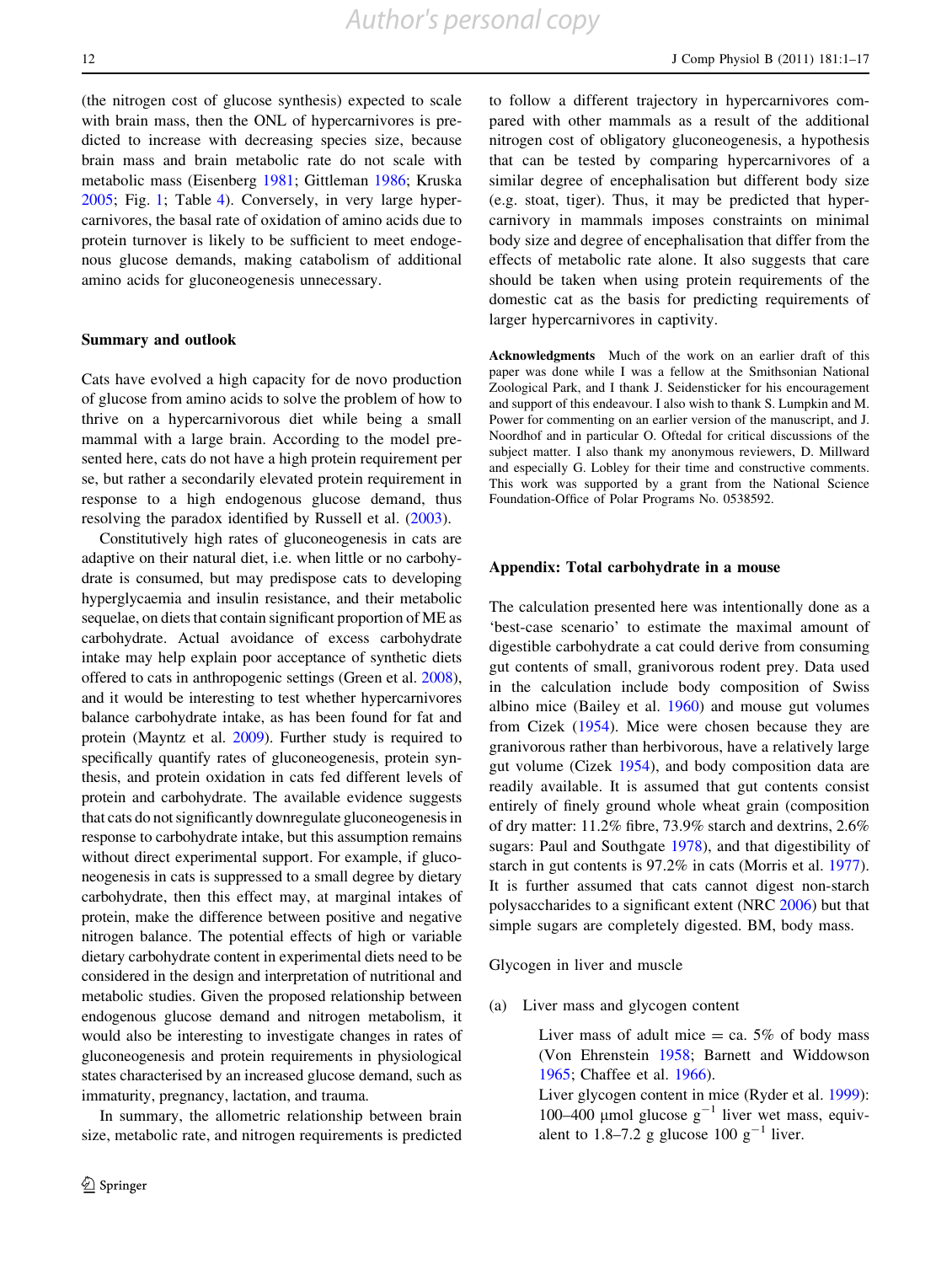(the nitrogen cost of glucose synthesis) expected to scale with brain mass, then the ONL of hypercarnivores is predicted to increase with decreasing species size, because brain mass and brain metabolic rate do not scale with metabolic mass (Eisenberg 1981; Gittleman 1986; Kruska 2005; Fig. 1; Table 4). Conversely, in very large hypercarnivores, the basal rate of oxidation of amino acids due to protein turnover is likely to be sufficient to meet endogenous glucose demands, making catabolism of additional amino acids for gluconeogenesis unnecessary.

## Summary and outlook

Cats have evolved a high capacity for de novo production of glucose from amino acids to solve the problem of how to thrive on a hypercarnivorous diet while being a small mammal with a large brain. According to the model presented here, cats do not have a high protein requirement per se, but rather a secondarily elevated protein requirement in response to a high endogenous glucose demand, thus resolving the paradox identified by Russell et al. (2003).

Constitutively high rates of gluconeogenesis in cats are adaptive on their natural diet, i.e. when little or no carbohydrate is consumed, but may predispose cats to developing hyperglycaemia and insulin resistance, and their metabolic sequelae, on diets that contain significant proportion of ME as carbohydrate. Actual avoidance of excess carbohydrate intake may help explain poor acceptance of synthetic diets offered to cats in anthropogenic settings (Green et al. 2008), and it would be interesting to test whether hypercarnivores balance carbohydrate intake, as has been found for fat and protein (Mayntz et al. 2009). Further study is required to specifically quantify rates of gluconeogenesis, protein synthesis, and protein oxidation in cats fed different levels of protein and carbohydrate. The available evidence suggests that cats do not significantly downregulate gluconeogenesis in response to carbohydrate intake, but this assumption remains without direct experimental support. For example, if gluconeogenesis in cats is suppressed to a small degree by dietary carbohydrate, then this effect may, at marginal intakes of protein, make the difference between positive and negative nitrogen balance. The potential effects of high or variable dietary carbohydrate content in experimental diets need to be considered in the design and interpretation of nutritional and metabolic studies. Given the proposed relationship between endogenous glucose demand and nitrogen metabolism, it would also be interesting to investigate changes in rates of gluconeogenesis and protein requirements in physiological states characterised by an increased glucose demand, such as immaturity, pregnancy, lactation, and trauma.

In summary, the allometric relationship between brain size, metabolic rate, and nitrogen requirements is predicted to follow a different trajectory in hypercarnivores compared with other mammals as a result of the additional nitrogen cost of obligatory gluconeogenesis, a hypothesis that can be tested by comparing hypercarnivores of a similar degree of encephalisation but different body size (e.g. stoat, tiger). Thus, it may be predicted that hypercarnivory in mammals imposes constraints on minimal body size and degree of encephalisation that differ from the effects of metabolic rate alone. It also suggests that care should be taken when using protein requirements of the domestic cat as the basis for predicting requirements of larger hypercarnivores in captivity.

**Acknowledgments** Much of the work on an earlier draft of this paper was done while I was a fellow at the Smithsonian National Zoological Park, and I thank J. Seidensticker for his encouragement and support of this endeavour. I also wish to thank S. Lumpkin and M. Power for commenting on an earlier version of the manuscript, and J. Noordhof and in particular O. Oftedal for critical discussions of the subject matter. I also thank my anonymous reviewers, D. Millward and especially G. Lobley for their time and constructive comments. This work was supported by a grant from the National Science Foundation-Office of Polar Programs No. 0538592.

## Appendix: Total carbohydrate in a mouse

The calculation presented here was intentionally done as a 'best-case scenario' to estimate the maximal amount of digestible carbohydrate a cat could derive from consuming gut contents of small, granivorous rodent prey. Data used in the calculation include body composition of Swiss albino mice (Bailey et al. 1960) and mouse gut volumes from Cizek (1954). Mice were chosen because they are granivorous rather than herbivorous, have a relatively large gut volume (Cizek 1954), and body composition data are readily available. It is assumed that gut contents consist entirely of finely ground whole wheat grain (composition of dry matter: 11.2% fibre, 73.9% starch and dextrins, 2.6% sugars: Paul and Southgate 1978), and that digestibility of starch in gut contents is 97.2% in cats (Morris et al. 1977). It is further assumed that cats cannot digest non-starch polysaccharides to a significant extent (NRC 2006) but that simple sugars are completely digested. BM, body mass.

Glycogen in liver and muscle

(a) Liver mass and glycogen content

Liver mass of adult mice = ca. 5% of body mass (Von Ehrenstein 1958; Barnett and Widdowson 1965; Chaffee et al. 1966).

Liver glycogen content in mice (Ryder et al. 1999): 100–400 μmol glucose $g^{-1}$ liver wet mass, equivalent to 1.8–7.2 g glucose 100 $g^{-1}$ liver.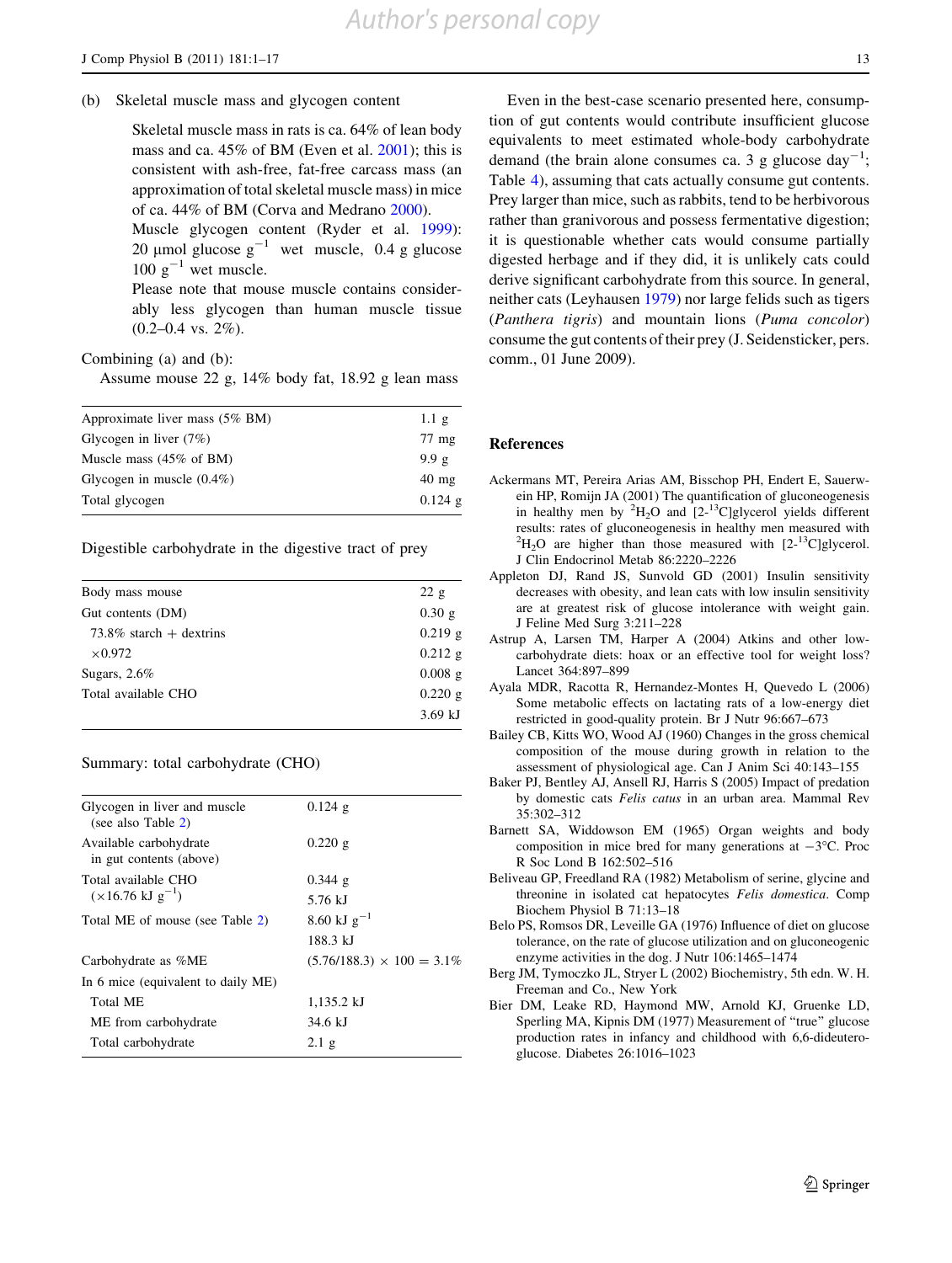(b) Skeletal muscle mass and glycogen content

Skeletal muscle mass in rats is ca. 64% of lean body mass and ca. 45% of BM (Even et al. 2001); this is consistent with ash-free, fat-free carcass mass (an approximation of total skeletal muscle mass) in mice of ca. 44% of BM (Corva and Medrano 2000).

Muscle glycogen content (Ryder et al. 1999): 20 μmol glucose $g^{-1}$ wet muscle, 0.4 g glucose 100 $g^{-1}$ wet muscle.

Please note that mouse muscle contains considerably less glycogen than human muscle tissue (0.2–0.4 vs. 2%).

Combining (a) and (b):

Assume mouse 22 g, 14% body fat, 18.92 g lean mass

| | |
|---|---|
| Approximate liver mass (5% BM) | 1.1 g |
| Glycogen in liver (7%) | 77 mg |
| Muscle mass (45% of BM) | 9.9 g |
| Glycogen in muscle (0.4%) | 40 mg |
| Total glycogen | 0.124 g |

Digestible carbohydrate in the digestive tract of prey

| | |
|---|---|
| Body mass mouse | 22 g |
| Gut contents (DM) | 0.30 g |
| 73.8% starch + dextrins | 0.219 g |
| ×0.972 | 0.212 g |
| Sugars, 2.6% | 0.008 g |
| Total available CHO | 0.220 g |
| | 3.69 kJ |

Summary: total carbohydrate (CHO)

| | |
|---|---|
| Glycogen in liver and muscle (see also Table 2) | 0.124 g |
| Available carbohydrate in gut contents (above) | 0.220 g |
| Total available CHO | 0.344 g |
| (×16.76 kJ $g^{-1}$) | 5.76 kJ |
| Total ME of mouse (see Table 2) | 8.60 kJ $g^{-1}$ |
| | 188.3 kJ |
| Carbohydrate as %ME | (5.76/188.3) × 100 = 3.1% |
| In 6 mice (equivalent to daily ME) | |
| Total ME | 1,135.2 kJ |
| ME from carbohydrate | 34.6 kJ |
| Total carbohydrate | 2.1 g |

Even in the best-case scenario presented here, consumption of gut contents would contribute insufficient glucose equivalents to meet estimated whole-body carbohydrate demand (the brain alone consumes ca. 3 g glucose $day^{-1}$; Table 4), assuming that cats actually consume gut contents. Prey larger than mice, such as rabbits, tend to be herbivorous rather than granivorous and possess fermentative digestion; it is questionable whether cats would consume partially digested herbage and if they did, it is unlikely cats could derive significant carbohydrate from this source. In general, neither cats (Leyhausen 1979) nor large felids such as tigers (*Panthera tigris*) and mountain lions (*Puma concolor*) consume the gut contents of their prey (J. Seidensticker, pers. comm., 01 June 2009).

## References

Ackermans MT, Pereira Arias AM, Bisschop PH, Endert E, Sauerwein HP, Romijn JA (2001) The quantification of gluconeogenesis in healthy men by $^{2}H_2O$ and [2-$^{13}$C]glycerol yields different results: rates of gluconeogenesis in healthy men measured with $^{2}H_2O$ are higher than those measured with [2-$^{13}$C]glycerol. J Clin Endocrinol Metab 86:2220–2226

Appleton DJ, Rand JS, Sunvold GD (2001) Insulin sensitivity decreases with obesity, and lean cats with low insulin sensitivity are at greatest risk of glucose intolerance with weight gain. J Feline Med Surg 3:211–228

Astrup A, Larsen TM, Harper A (2004) Atkins and other low-carbohydrate diets: hoax or an effective tool for weight loss? Lancet 364:897–899

Ayala MDR, Racotta R, Hernandez-Montes H, Quevedo L (2006) Some metabolic effects on lactating rats of a low-energy diet restricted in good-quality protein. Br J Nutr 96:667–673

Bailey CB, Kitts WO, Wood AJ (1960) Changes in the gross chemical composition of the mouse during growth in relation to the assessment of physiological age. Can J Anim Sci 40:143–155

Baker PJ, Bentley AJ, Ansell RJ, Harris S (2005) Impact of predation by domestic cats *Felis catus* in an urban area. Mammal Rev 35:302–312

Barnett SA, Widdowson EM (1965) Organ weights and body composition in mice bred for many generations at −3°C. Proc R Soc Lond B 162:502–516

Beliveau GP, Freedland RA (1982) Metabolism of serine, glycine and threonine in isolated cat hepatocytes *Felis domestica*. Comp Biochem Physiol B 71:13–18

Belo PS, Romsos DR, Leveille GA (1976) Influence of diet on glucose tolerance, on the rate of glucose utilization and on gluconeogenic enzyme activities in the dog. J Nutr 106:1465–1474

Berg JM, Tymoczko JL, Stryer L (2002) Biochemistry, 5th edn. W. H. Freeman and Co., New York

Bier DM, Leake RD, Haymond MW, Arnold KJ, Gruenke LD, Sperling MA, Kipnis DM (1977) Measurement of "true" glucose production rates in infancy and childhood with 6,6-dideuteroglucose. Diabetes 26:1016–1023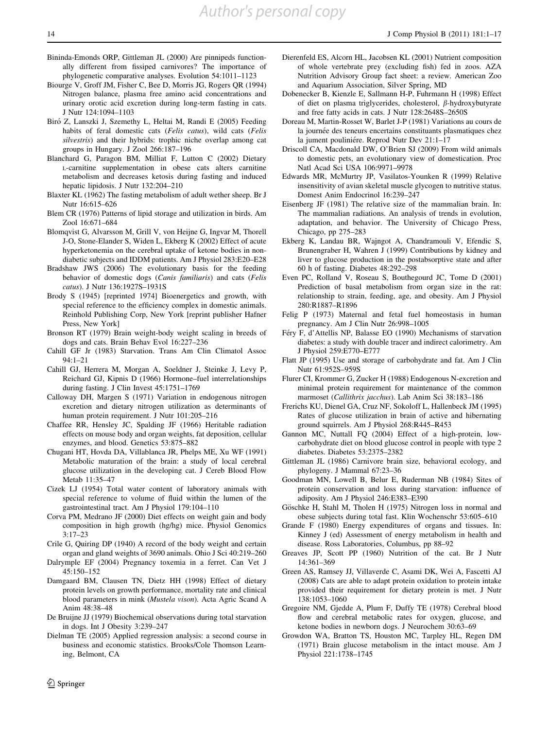Bininda-Emonds ORP, Gittleman JL (2000) Are pinnipeds functionally different from fissiped carnivores? The importance of phylogenetic comparative analyses. Evolution 54:1011–1123

Biourge V, Groff JM, Fisher C, Bee D, Morris JG, Rogers QR (1994) Nitrogen balance, plasma free amino acid concentrations and urinary orotic acid excretion during long-term fasting in cats. J Nutr 124:1094–1103

Biró Z, Lanszki J, Szemethy L, Heltai M, Randi E (2005) Feeding habits of feral domestic cats (*Felis catus*), wild cats (*Felis silvestris*) and their hybrids: trophic niche overlap among cat groups in Hungary. J Zool 266:187–196

Blanchard G, Paragon BM, Milliat F, Lutton C (2002) Dietary L-carnitine supplementation in obese cats alters carnitine metabolism and decreases ketosis during fasting and induced hepatic lipidosis. J Nutr 132:204–210

Blaxter KL (1962) The fasting metabolism of adult wether sheep. Br J Nutr 16:615–626

Blem CR (1976) Patterns of lipid storage and utilization in birds. Am Zool 16:671–684

Blomqvist G, Alvarsson M, Grill V, von Heijne G, Ingvar M, Thorell J-O, Stone-Elander S, Widen L, Ekberg K (2002) Effect of acute hyperketonemia on the cerebral uptake of ketone bodies in nondiabetic subjects and IDDM patients. Am J Physiol 283:E20–E28

Bradshaw JWS (2006) The evolutionary basis for the feeding behavior of domestic dogs (*Canis familiaris*) and cats (*Felis catus*). J Nutr 136:1927S–1931S

Brody S (1945) [reprinted 1974] Bioenergetics and growth, with special reference to the efficiency complex in domestic animals. Reinhold Publishing Corp, New York [reprint publisher Hafner Press, New York]

Bronson RT (1979) Brain weight-body weight scaling in breeds of dogs and cats. Brain Behav Evol 16:227–236

Cahill GF Jr (1983) Starvation. Trans Am Clin Climatol Assoc 94:1–21

Cahill GJ, Herrera M, Morgan A, Soeldner J, Steinke J, Levy P, Reichard GJ, Kipnis D (1966) Hormone–fuel interrelationships during fasting. J Clin Invest 45:1751–1769

Calloway DH, Margen S (1971) Variation in endogenous nitrogen excretion and dietary nitrogen utilization as determinants of human protein requirement. J Nutr 101:205–216

Chaffee RR, Hensley JC, Spalding JF (1966) Heritable radiation effects on mouse body and organ weights, fat deposition, cellular enzymes, and blood. Genetics 53:875–882

Chugani HT, Hovda DA, Villablanca JR, Phelps ME, Xu WF (1991) Metabolic maturation of the brain: a study of local cerebral glucose utilization in the developing cat. J Cereb Blood Flow Metab 11:35–47

Cizek LJ (1954) Total water content of laboratory animals with special reference to volume of fluid within the lumen of the gastrointestinal tract. Am J Physiol 179:104–110

Corva PM, Medrano JF (2000) Diet effects on weight gain and body composition in high growth (hg/hg) mice. Physiol Genomics 3:17–23

Crile G, Quiring DP (1940) A record of the body weight and certain organ and gland weights of 3690 animals. Ohio J Sci 40:219–260

Dalrymple EF (2004) Pregnancy toxemia in a ferret. Can Vet J 45:150–152

Damgaard BM, Clausen TN, Dietz HH (1998) Effect of dietary protein levels on growth performance, mortality rate and clinical blood parameters in mink (*Mustela vison*). Acta Agric Scand A Anim 48:38–48

De Bruijne JJ (1979) Biochemical observations during total starvation in dogs. Int J Obesity 3:239–247

Dielman TE (2005) Applied regression analysis: a second course in business and economic statistics. Brooks/Cole Thomson Learning, Belmont, CA

Dierenfeld ES, Alcorn HL, Jacobsen KL (2001) Nutrient composition of whole vertebrate prey (excluding fish) fed in zoos. AZA Nutrition Advisory Group fact sheet: a review. American Zoo and Aquarium Association, Silver Spring, MD

Dobenecker B, Kienzle E, Sallmann H-P, Fuhrmann H (1998) Effect of diet on plasma triglycerides, cholesterol, β-hydroxybutyrate and free fatty acids in cats. J Nutr 128:2648S–2650S

Doreau M, Martin-Rosset W, Barlet J-P (1981) Variations au cours de la journée des teneurs encertains constituants plasmatiques chez la jument pouliniére. Reprod Nutr Dev 21:1–17

Driscoll CA, Macdonald DW, O'Brien SJ (2009) From wild animals to domestic pets, an evolutionary view of domestication. Proc Natl Acad Sci USA 106:9971–9978

Edwards MR, McMurtry JP, Vasilatos-Younken R (1999) Relative insensitivity of avian skeletal muscle glycogen to nutritive status. Domest Anim Endocrinol 16:239–247

Eisenberg JF (1981) The relative size of the mammalian brain. In: The mammalian radiations. An analysis of trends in evolution, adaptation, and behavior. The University of Chicago Press, Chicago, pp 275–283

Ekberg K, Landau BR, Wajngot A, Chandramouli V, Efendic S, Brunengraber H, Wahren J (1999) Contributions by kidney and liver to glucose production in the postabsorptive state and after 60 h of fasting. Diabetes 48:292–298

Even PC, Rolland V, Roseau S, Bouthegourd JC, Tome D (2001) Prediction of basal metabolism from organ size in the rat: relationship to strain, feeding, age, and obesity. Am J Physiol 280:R1887–R1896

Felig P (1973) Maternal and fetal fuel homeostasis in human pregnancy. Am J Clin Nutr 26:998–1005

Féry F, d'Attellis NP, Balasse EO (1990) Mechanisms of starvation diabetes: a study with double tracer and indirect calorimetry. Am J Physiol 259:E770–E777

Flatt JP (1995) Use and storage of carbohydrate and fat. Am J Clin Nutr 61:952S–959S

Flurer CI, Krommer G, Zucker H (1988) Endogenous N-excretion and minimal protein requirement for maintenance of the common marmoset (*Callithrix jacchus*). Lab Anim Sci 38:183–186

Frerichs KU, Dienel GA, Cruz NF, Sokoloff L, Hallenbeck JM (1995) Rates of glucose utilization in brain of active and hibernating ground squirrels. Am J Physiol 268:R445–R453

Gannon MC, Nuttall FQ (2004) Effect of a high-protein, low-carbohydrate diet on blood glucose control in people with type 2 diabetes. Diabetes 53:2375–2382

Gittleman JL (1986) Carnivore brain size, behavioral ecology, and phylogeny. J Mammal 67:23–36

Goodman MN, Lowell B, Belur E, Ruderman NB (1984) Sites of protein conservation and loss during starvation: influence of adiposity. Am J Physiol 246:E383–E390

Göschke H, Stahl M, Tholen H (1975) Nitrogen loss in normal and obese subjects during total fast. Klin Wochenschr 53:605–610

Grande F (1980) Energy expenditures of organs and tissues. In: Kinney J (ed) Assessment of energy metabolism in health and disease. Ross Laboratories, Columbus, pp 88–92

Greaves JP, Scott PP (1960) Nutrition of the cat. Br J Nutr 14:361–369

Green AS, Ramsey JJ, Villaverde C, Asami DK, Wei A, Fascetti AJ (2008) Cats are able to adapt protein oxidation to protein intake provided their requirement for dietary protein is met. J Nutr 138:1053–1060

Gregoire NM, Gjedde A, Plum F, Duffy TE (1978) Cerebral blood flow and cerebral metabolic rates for oxygen, glucose, and ketone bodies in newborn dogs. J Neurochem 30:63–69

Growdon WA, Bratton TS, Houston MC, Tarpley HL, Regen DM (1971) Brain glucose metabolism in the intact mouse. Am J Physiol 221:1738–1745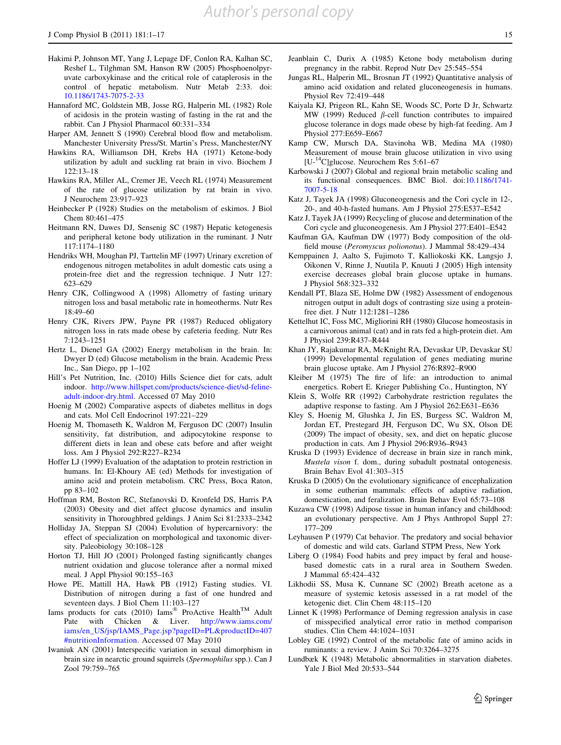Hakimi P, Johnson MT, Yang J, Lepage DF, Conlon RA, Kalhan SC, Reshef L, Tilghman SM, Hanson RW (2005) Phosphoenolpyruvate carboxykinase and the critical role of cataplerosis in the control of hepatic metabolism. Nutr Metab 2:33. doi:10.1186/1743-7075-2-33

Hannaford MC, Goldstein MB, Josse RG, Halperin ML (1982) Role of acidosis in the protein wasting of fasting in the rat and the rabbit. Can J Physiol Pharmacol 60:331–334

Harper AM, Jennett S (1990) Cerebral blood flow and metabolism. Manchester University Press/St. Martin's Press, Manchester/NY

Hawkins RA, Williamson DH, Krebs HA (1971) Ketone-body utilization by adult and suckling rat brain in vivo. Biochem J 122:13–18

Hawkins RA, Miller AL, Cremer JE, Veech RL (1974) Measurement of the rate of glucose utilization by rat brain in vivo. J Neurochem 23:917–923

Heinbecker P (1928) Studies on the metabolism of eskimos. J Biol Chem 80:461–475

Heitmann RN, Dawes DJ, Sensenig SC (1987) Hepatic ketogenesis and peripheral ketone body utilization in the ruminant. J Nutr 117:1174–1180

Hendriks WH, Moughan PJ, Tarttelin MF (1997) Urinary excretion of endogenous nitrogen metabolites in adult domestic cats using a protein-free diet and the regression technique. J Nutr 127:623–629

Henry CJK, Collingwood A (1998) Allometry of fasting urinary nitrogen loss and basal metabolic rate in homeotherms. Nutr Res 18:49–60

Henry CJK, Rivers JPW, Payne PR (1987) Reduced obligatory nitrogen loss in rats made obese by cafeteria feeding. Nutr Res 7:1243–1251

Hertz L, Dienel GA (2002) Energy metabolism in the brain. In: Dwyer D (ed) Glucose metabolism in the brain. Academic Press Inc., San Diego, pp 1–102

Hill's Pet Nutrition, Inc. (2010) Hills Science diet for cats, adult indoor. http://www.hillspet.com/products/science-diet/sd-feline-adult-indoor-dry.html. Accessed 07 May 2010

Hoenig M (2002) Comparative aspects of diabetes mellitus in dogs and cats. Mol Cell Endocrinol 197:221–229

Hoenig M, Thomaseth K, Waldron M, Ferguson DC (2007) Insulin sensitivity, fat distribution, and adipocytokine response to different diets in lean and obese cats before and after weight loss. Am J Physiol 292:R227–R234

Hoffer LJ (1999) Evaluation of the adaptation to protein restriction in humans. In: El-Khoury AE (ed) Methods for investigation of amino acid and protein metabolism. CRC Press, Boca Raton, pp 83–102

Hoffman RM, Boston RC, Stefanovski D, Kronfeld DS, Harris PA (2003) Obesity and diet affect glucose dynamics and insulin sensitivity in Thoroughbred geldings. J Anim Sci 81:2333–2342

Holliday JA, Steppan SJ (2004) Evolution of hypercarnivory: the effect of specialization on morphological and taxonomic diversity. Paleobiology 30:108–128

Horton TJ, Hill JO (2001) Prolonged fasting significantly changes nutrient oxidation and glucose tolerance after a normal mixed meal. J Appl Physiol 90:155–163

Howe PE, Mattill HA, Hawk PB (1912) Fasting studies. VI. Distribution of nitrogen during a fast of one hundred and seventeen days. J Biol Chem 11:103–127

Iams products for cats (2010) Iams® ProActive Health™ Adult Pate with Chicken & Liver. http://www.iams.com/iams/en_US/jsp/IAMS_Page.jsp?pageID=PL&productID=407#nutritionInformation. Accessed 07 May 2010

Iwaniuk AN (2001) Interspecific variation in sexual dimorphism in brain size in nearctic ground squirrels (*Spermophilus* spp.). Can J Zool 79:759–765

Jeanblain C, Durix A (1985) Ketone body metabolism during pregnancy in the rabbit. Reprod Nutr Dev 25:545–554

Jungas RL, Halperin ML, Brosnan JT (1992) Quantitative analysis of amino acid oxidation and related gluconeogenesis in humans. Physiol Rev 72:419–448

Kaiyala KJ, Prigeon RL, Kahn SE, Woods SC, Porte D Jr, Schwartz MW (1999) Reduced β-cell function contributes to impaired glucose tolerance in dogs made obese by high-fat feeding. Am J Physiol 277:E659–E667

Kamp CW, Mursch DA, Stavinoha WB, Medina MA (1980) Measurement of mouse brain glucose utilization in vivo using [U-$^{14}$C]glucose. Neurochem Res 5:61–67

Karbowski J (2007) Global and regional brain metabolic scaling and its functional consequences. BMC Biol. doi:10.1186/1741-7007-5-18

Katz J, Tayek JA (1998) Gluconeogenesis and the Cori cycle in 12-, 20-, and 40-h-fasted humans. Am J Physiol 275:E537–E542

Katz J, Tayek JA (1999) Recycling of glucose and determination of the Cori cycle and gluconeogenesis. Am J Physiol 277:E401–E542

Kaufman GA, Kaufman DW (1977) Body composition of the old-field mouse (*Peromyscus polionotus*). J Mammal 58:429–434

Kemppainen J, Aalto S, Fujimoto T, Kalliokoski KK, Langsjo J, Oikonen V, Rinne J, Nuutila P, Knuuti J (2005) High intensity exercise decreases global brain glucose uptake in humans. J Physiol 568:323–332

Kendall PT, Blaza SE, Holme DW (1982) Assessment of endogenous nitrogen output in adult dogs of contrasting size using a protein-free diet. J Nutr 112:1281–1286

Kettelhut IC, Foss MC, Migliorini RH (1980) Glucose homeostasis in a carnivorous animal (cat) and in rats fed a high-protein diet. Am J Physiol 239:R437–R444

Khan JY, Rajakumar RA, McKnight RA, Devaskar UP, Devaskar SU (1999) Developmental regulation of genes mediating murine brain glucose uptake. Am J Physiol 276:R892–R900

Kleiber M (1975) The fire of life: an introduction to animal energetics. Robert E. Krieger Publishing Co., Huntington, NY

Klein S, Wolfe RR (1992) Carbohydrate restriction regulates the adaptive response to fasting. Am J Physiol 262:E631–E636

Kley S, Hoenig M, Glushka J, Jin ES, Burgess SC, Waldron M, Jordan ET, Prestegard JH, Ferguson DC, Wu SX, Olson DE (2009) The impact of obesity, sex, and diet on hepatic glucose production in cats. Am J Physiol 296:R936–R943

Kruska D (1993) Evidence of decrease in brain size in ranch mink, *Mustela vison* f. dom., during subadult postnatal ontogenesis. Brain Behav Evol 41:303–315

Kruska D (2005) On the evolutionary significance of encephalization in some eutherian mammals: effects of adaptive radiation, domestication, and feralization. Brain Behav Evol 65:73–108

Kuzawa CW (1998) Adipose tissue in human infancy and childhood: an evolutionary perspective. Am J Phys Anthropol Suppl 27:177–209

Leyhausen P (1979) Cat behavior. The predatory and social behavior of domestic and wild cats. Garland STPM Press, New York

Liberg O (1984) Food habits and prey impact by feral and house-based domestic cats in a rural area in Southern Sweden. J Mammal 65:424–432

Likhodii SS, Musa K, Cunnane SC (2002) Breath acetone as a measure of systemic ketosis assessed in a rat model of the ketogenic diet. Clin Chem 48:115–120

Linnet K (1998) Performance of Deming regression analysis in case of misspecified analytical error ratio in method comparison studies. Clin Chem 44:1024–1031

Lobley GE (1992) Control of the metabolic fate of amino acids in ruminants: a review. J Anim Sci 70:3264–3275

Lundbæk K (1948) Metabolic abnormalities in starvation diabetes. Yale J Biol Med 20:533–544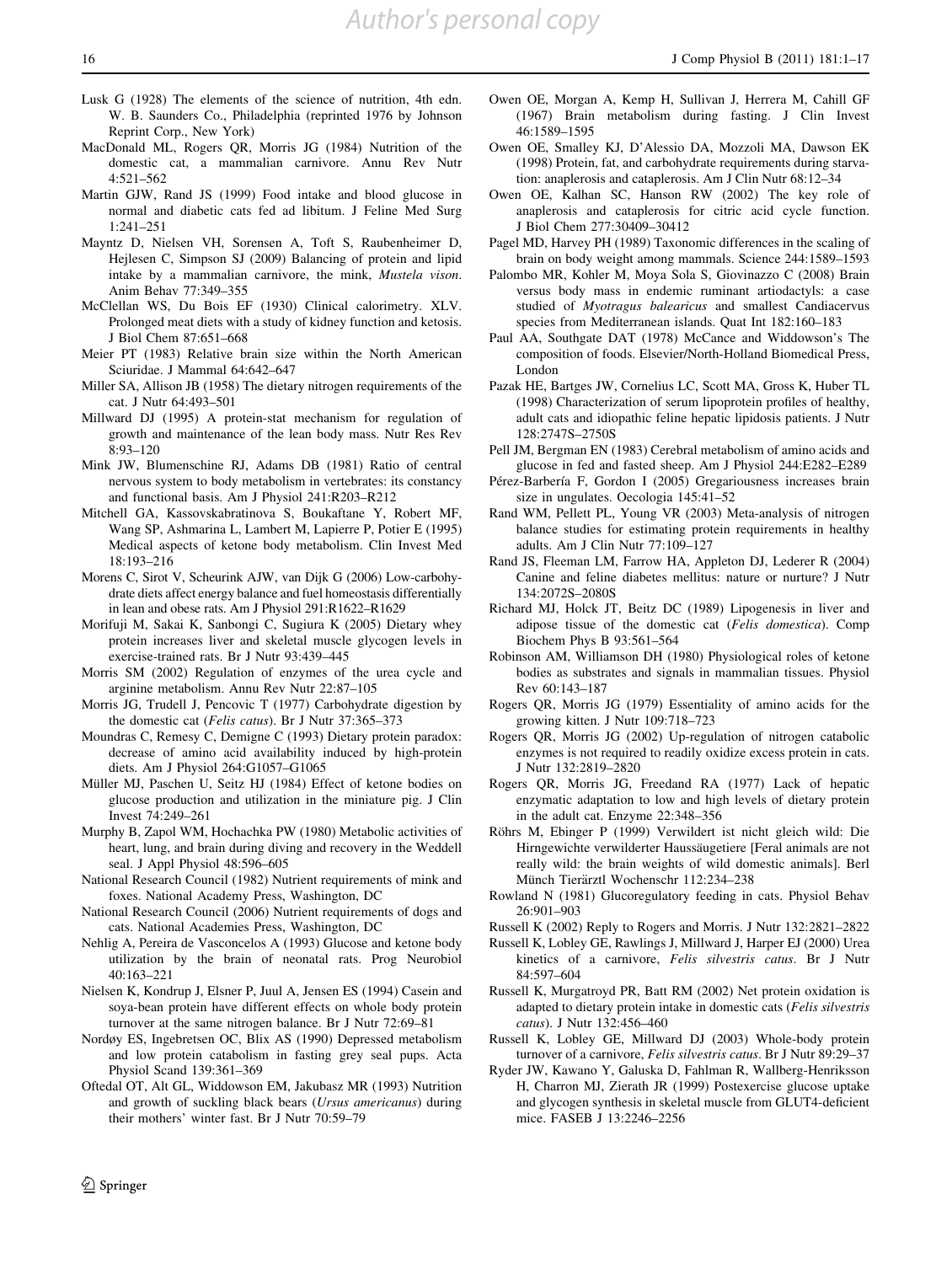Lusk G (1928) The elements of the science of nutrition, 4th edn. W. B. Saunders Co., Philadelphia (reprinted 1976 by Johnson Reprint Corp., New York)

MacDonald ML, Rogers QR, Morris JG (1984) Nutrition of the domestic cat, a mammalian carnivore. Annu Rev Nutr 4:521–562

Martin GJW, Rand JS (1999) Food intake and blood glucose in normal and diabetic cats fed ad libitum. J Feline Med Surg 1:241–251

Mayntz D, Nielsen VH, Sorensen A, Toft S, Raubenheimer D, Hejlesen C, Simpson SJ (2009) Balancing of protein and lipid intake by a mammalian carnivore, the mink, *Mustela vison*. Anim Behav 77:349–355

McClellan WS, Du Bois EF (1930) Clinical calorimetry. XLV. Prolonged meat diets with a study of kidney function and ketosis. J Biol Chem 87:651–668

Meier PT (1983) Relative brain size within the North American Sciuridae. J Mammal 64:642–647

Miller SA, Allison JB (1958) The dietary nitrogen requirements of the cat. J Nutr 64:493–501

Millward DJ (1995) A protein-stat mechanism for regulation of growth and maintenance of the lean body mass. Nutr Res Rev 8:93–120

Mink JW, Blumenschine RJ, Adams DB (1981) Ratio of central nervous system to body metabolism in vertebrates: its constancy and functional basis. Am J Physiol 241:R203–R212

Mitchell GA, Kassovskabratinova S, Boukaftane Y, Robert MF, Wang SP, Ashmarina L, Lambert M, Lapierre P, Potier E (1995) Medical aspects of ketone body metabolism. Clin Invest Med 18:193–216

Morens C, Sirot V, Scheurink AJW, van Dijk G (2006) Low-carbohydrate diets affect energy balance and fuel homeostasis differentially in lean and obese rats. Am J Physiol 291:R1622–R1629

Morifuji M, Sakai K, Sanbongi C, Sugiura K (2005) Dietary whey protein increases liver and skeletal muscle glycogen levels in exercise-trained rats. Br J Nutr 93:439–445

Morris SM (2002) Regulation of enzymes of the urea cycle and arginine metabolism. Annu Rev Nutr 22:87–105

Morris JG, Trudell J, Pencovic T (1977) Carbohydrate digestion by the domestic cat (*Felis catus*). Br J Nutr 37:365–373

Moundras C, Remesy C, Demigne C (1993) Dietary protein paradox: decrease of amino acid availability induced by high-protein diets. Am J Physiol 264:G1057–G1065

Müller MJ, Paschen U, Seitz HJ (1984) Effect of ketone bodies on glucose production and utilization in the miniature pig. J Clin Invest 74:249–261

Murphy B, Zapol WM, Hochachka PW (1980) Metabolic activities of heart, lung, and brain during diving and recovery in the Weddell seal. J Appl Physiol 48:596–605

National Research Council (1982) Nutrient requirements of mink and foxes. National Academy Press, Washington, DC

National Research Council (2006) Nutrient requirements of dogs and cats. National Academies Press, Washington, DC

Nehlig A, Pereira de Vasconcelos A (1993) Glucose and ketone body utilization by the brain of neonatal rats. Prog Neurobiol 40:163–221

Nielsen K, Kondrup J, Elsner P, Juul A, Jensen ES (1994) Casein and soya-bean protein have different effects on whole body protein turnover at the same nitrogen balance. Br J Nutr 72:69–81

Nordøy ES, Ingebretsen OC, Blix AS (1990) Depressed metabolism and low protein catabolism in fasting grey seal pups. Acta Physiol Scand 139:361–369

Oftedal OT, Alt GL, Widdowson EM, Jakubasz MR (1993) Nutrition and growth of suckling black bears (*Ursus americanus*) during their mothers' winter fast. Br J Nutr 70:59–79

Owen OE, Morgan A, Kemp H, Sullivan J, Herrera M, Cahill GF (1967) Brain metabolism during fasting. J Clin Invest 46:1589–1595

Owen OE, Smalley KJ, D'Alessio DA, Mozzoli MA, Dawson EK (1998) Protein, fat, and carbohydrate requirements during starvation: anaplerosis and cataplerosis. Am J Clin Nutr 68:12–34

Owen OE, Kalhan SC, Hanson RW (2002) The key role of anaplerosis and cataplerosis for citric acid cycle function. J Biol Chem 277:30409–30412

Pagel MD, Harvey PH (1989) Taxonomic differences in the scaling of brain on body weight among mammals. Science 244:1589–1593

Palombo MR, Kohler M, Moya Sola S, Giovinazzo C (2008) Brain versus body mass in endemic ruminant artiodactyls: a case studied of *Myotragus balearicus* and smallest Candiacervus species from Mediterranean islands. Quat Int 182:160–183

Paul AA, Southgate DAT (1978) McCance and Widdowson's The composition of foods. Elsevier/North-Holland Biomedical Press, London

Pazak HE, Bartges JW, Cornelius LC, Scott MA, Gross K, Huber TL (1998) Characterization of serum lipoprotein profiles of healthy, adult cats and idiopathic feline hepatic lipidosis patients. J Nutr 128:2747S–2750S

Pell JM, Bergman EN (1983) Cerebral metabolism of amino acids and glucose in fed and fasted sheep. Am J Physiol 244:E282–E289

Pérez-Barbería F, Gordon I (2005) Gregariousness increases brain size in ungulates. Oecologia 145:41–52

Rand WM, Pellett PL, Young VR (2003) Meta-analysis of nitrogen balance studies for estimating protein requirements in healthy adults. Am J Clin Nutr 77:109–127

Rand JS, Fleeman LM, Farrow HA, Appleton DJ, Lederer R (2004) Canine and feline diabetes mellitus: nature or nurture? J Nutr 134:2072S–2080S

Richard MJ, Holck JT, Beitz DC (1989) Lipogenesis in liver and adipose tissue of the domestic cat (*Felis domestica*). Comp Biochem Phys B 93:561–564

Robinson AM, Williamson DH (1980) Physiological roles of ketone bodies as substrates and signals in mammalian tissues. Physiol Rev 60:143–187

Rogers QR, Morris JG (1979) Essentiality of amino acids for the growing kitten. J Nutr 109:718–723

Rogers QR, Morris JG (2002) Up-regulation of nitrogen catabolic enzymes is not required to readily oxidize excess protein in cats. J Nutr 132:2819–2820

Rogers QR, Morris JG, Freedand RA (1977) Lack of hepatic enzymatic adaptation to low and high levels of dietary protein in the adult cat. Enzyme 22:348–356

Röhrs M, Ebinger P (1999) Verwildert ist nicht gleich wild: Die Hirngewichte verwilderter Haussäugetiere [Feral animals are not really wild: the brain weights of wild domestic animals]. Berl Münch Tierärztl Wochenschr 112:234–238

Rowland N (1981) Glucoregulatory feeding in cats. Physiol Behav 26:901–903

Russell K (2002) Reply to Rogers and Morris. J Nutr 132:2821–2822

Russell K, Lobley GE, Rawlings J, Millward J, Harper EJ (2000) Urea kinetics of a carnivore, *Felis silvestris catus*. Br J Nutr 84:597–604

Russell K, Murgatroyd PR, Batt RM (2002) Net protein oxidation is adapted to dietary protein intake in domestic cats (*Felis silvestris catus*). J Nutr 132:456–460

Russell K, Lobley GE, Millward DJ (2003) Whole-body protein turnover of a carnivore, *Felis silvestris catus*. Br J Nutr 89:29–37

Ryder JW, Kawano Y, Galuska D, Fahlman R, Wallberg-Henriksson H, Charron MJ, Zierath JR (1999) Postexercise glucose uptake and glycogen synthesis in skeletal muscle from GLUT4-deficient mice. FASEB J 13:2246–2256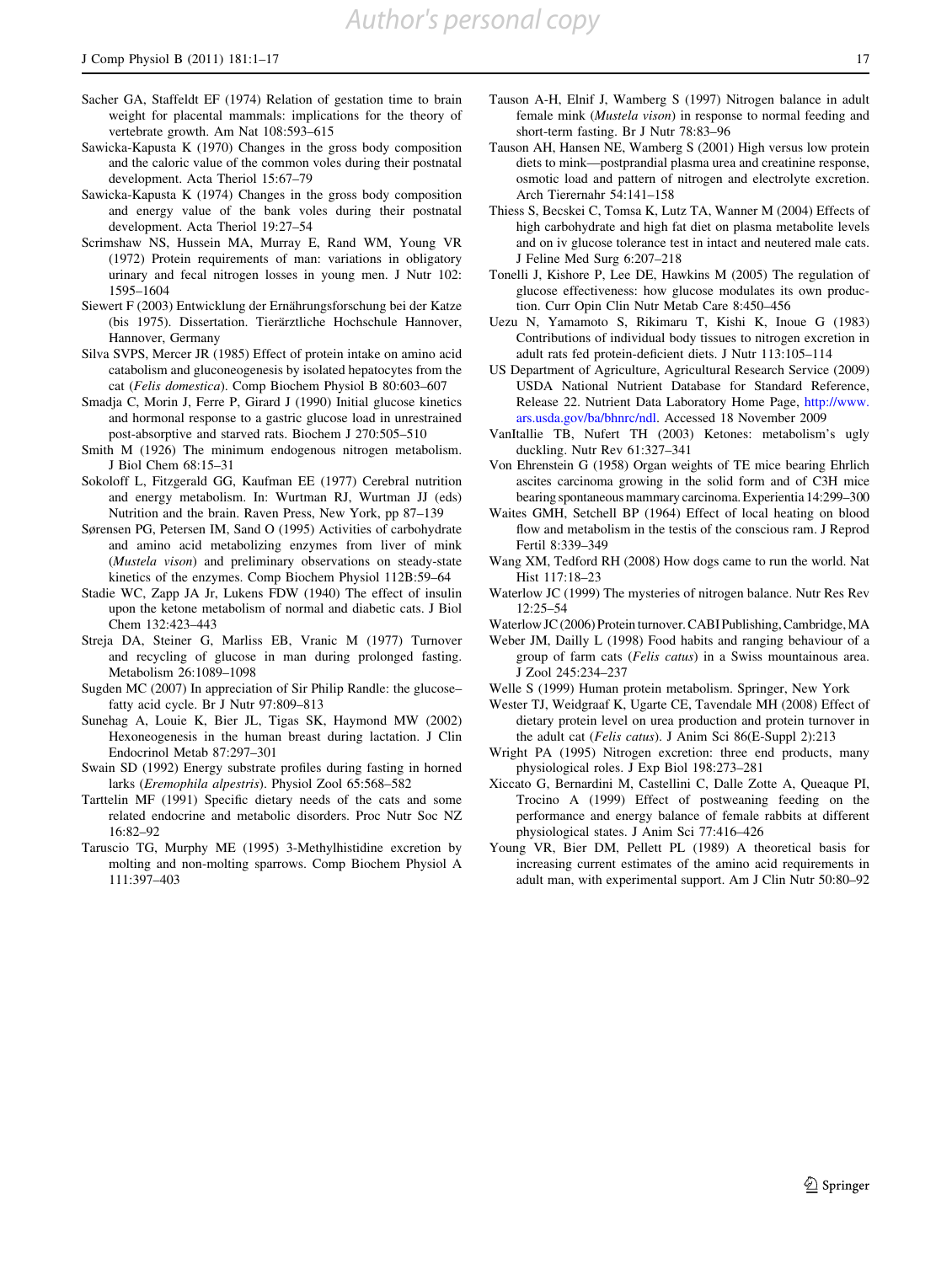Sacher GA, Staffeldt EF (1974) Relation of gestation time to brain weight for placental mammals: implications for the theory of vertebrate growth. Am Nat 108:593–615

Sawicka-Kapusta K (1970) Changes in the gross body composition and the caloric value of the common voles during their postnatal development. Acta Theriol 15:67–79

Sawicka-Kapusta K (1974) Changes in the gross body composition and energy value of the bank voles during their postnatal development. Acta Theriol 19:27–54

Scrimshaw NS, Hussein MA, Murray E, Rand WM, Young VR (1972) Protein requirements of man: variations in obligatory urinary and fecal nitrogen losses in young men. J Nutr 102: 1595–1604

Siewert F (2003) Entwicklung der Ernährungsforschung bei der Katze (bis 1975). Dissertation. Tierärztliche Hochschule Hannover, Hannover, Germany

Silva SVPS, Mercer JR (1985) Effect of protein intake on amino acid catabolism and gluconeogenesis by isolated hepatocytes from the cat (*Felis domestica*). Comp Biochem Physiol B 80:603–607

Smadja C, Morin J, Ferre P, Girard J (1990) Initial glucose kinetics and hormonal response to a gastric glucose load in unrestrained post-absorptive and starved rats. Biochem J 270:505–510

Smith M (1926) The minimum endogenous nitrogen metabolism. J Biol Chem 68:15–31

Sokoloff L, Fitzgerald GG, Kaufman EE (1977) Cerebral nutrition and energy metabolism. In: Wurtman RJ, Wurtman JJ (eds) Nutrition and the brain. Raven Press, New York, pp 87–139

Sørensen PG, Petersen IM, Sand O (1995) Activities of carbohydrate and amino acid metabolizing enzymes from liver of mink (*Mustela vison*) and preliminary observations on steady-state kinetics of the enzymes. Comp Biochem Physiol 112B:59–64

Stadie WC, Zapp JA Jr, Lukens FDW (1940) The effect of insulin upon the ketone metabolism of normal and diabetic cats. J Biol Chem 132:423–443

Streja DA, Steiner G, Marliss EB, Vranic M (1977) Turnover and recycling of glucose in man during prolonged fasting. Metabolism 26:1089–1098

Sugden MC (2007) In appreciation of Sir Philip Randle: the glucose–fatty acid cycle. Br J Nutr 97:809–813

Sunehag A, Louie K, Bier JL, Tigas SK, Haymond MW (2002) Hexoneogenesis in the human breast during lactation. J Clin Endocrinol Metab 87:297–301

Swain SD (1992) Energy substrate profiles during fasting in horned larks (*Eremophila alpestris*). Physiol Zool 65:568–582

Tarttelin MF (1991) Specific dietary needs of the cats and some related endocrine and metabolic disorders. Proc Nutr Soc NZ 16:82–92

Taruscio TG, Murphy ME (1995) 3-Methylhistidine excretion by molting and non-molting sparrows. Comp Biochem Physiol A 111:397–403

Tauson A-H, Elnif J, Wamberg S (1997) Nitrogen balance in adult female mink (*Mustela vison*) in response to normal feeding and short-term fasting. Br J Nutr 78:83–96

Tauson AH, Hansen NE, Wamberg S (2001) High versus low protein diets to mink—postprandial plasma urea and creatinine response, osmotic load and pattern of nitrogen and electrolyte excretion. Arch Tierernahr 54:141–158

Thiess S, Becskei C, Tomsa K, Lutz TA, Wanner M (2004) Effects of high carbohydrate and high fat diet on plasma metabolite levels and on iv glucose tolerance test in intact and neutered male cats. J Feline Med Surg 6:207–218

Tonelli J, Kishore P, Lee DE, Hawkins M (2005) The regulation of glucose effectiveness: how glucose modulates its own production. Curr Opin Clin Nutr Metab Care 8:450–456

Uezu N, Yamamoto S, Rikimaru T, Kishi K, Inoue G (1983) Contributions of individual body tissues to nitrogen excretion in adult rats fed protein-deficient diets. J Nutr 113:105–114

US Department of Agriculture, Agricultural Research Service (2009) USDA National Nutrient Database for Standard Reference, Release 22. Nutrient Data Laboratory Home Page, http://www.ars.usda.gov/ba/bhnrc/ndl. Accessed 18 November 2009

VanItallie TB, Nufert TH (2003) Ketones: metabolism's ugly duckling. Nutr Rev 61:327–341

Von Ehrenstein G (1958) Organ weights of TE mice bearing Ehrlich ascites carcinoma growing in the solid form and of C3H mice bearing spontaneous mammary carcinoma. Experientia 14:299–300

Waites GMH, Setchell BP (1964) Effect of local heating on blood flow and metabolism in the testis of the conscious ram. J Reprod Fertil 8:339–349

Wang XM, Tedford RH (2008) How dogs came to run the world. Nat Hist 117:18–23

Waterlow JC (1999) The mysteries of nitrogen balance. Nutr Res Rev 12:25–54

Waterlow JC (2006) Protein turnover. CABI Publishing, Cambridge, MA

Weber JM, Dailly L (1998) Food habits and ranging behaviour of a group of farm cats (*Felis catus*) in a Swiss mountainous area. J Zool 245:234–237

Welle S (1999) Human protein metabolism. Springer, New York

Wester TJ, Weidgraaf K, Ugarte CE, Tavendale MH (2008) Effect of dietary protein level on urea production and protein turnover in the adult cat (*Felis catus*). J Anim Sci 86(E-Suppl 2):213

Wright PA (1995) Nitrogen excretion: three end products, many physiological roles. J Exp Biol 198:273–281

Xiccato G, Bernardini M, Castellini C, Dalle Zotte A, Queaque PI, Trocino A (1999) Effect of postweaning feeding on the performance and energy balance of female rabbits at different physiological states. J Anim Sci 77:416–426

Young VR, Bier DM, Pellett PL (1989) A theoretical basis for increasing current estimates of the amino acid requirements in adult man, with experimental support. Am J Clin Nutr 50:80–92